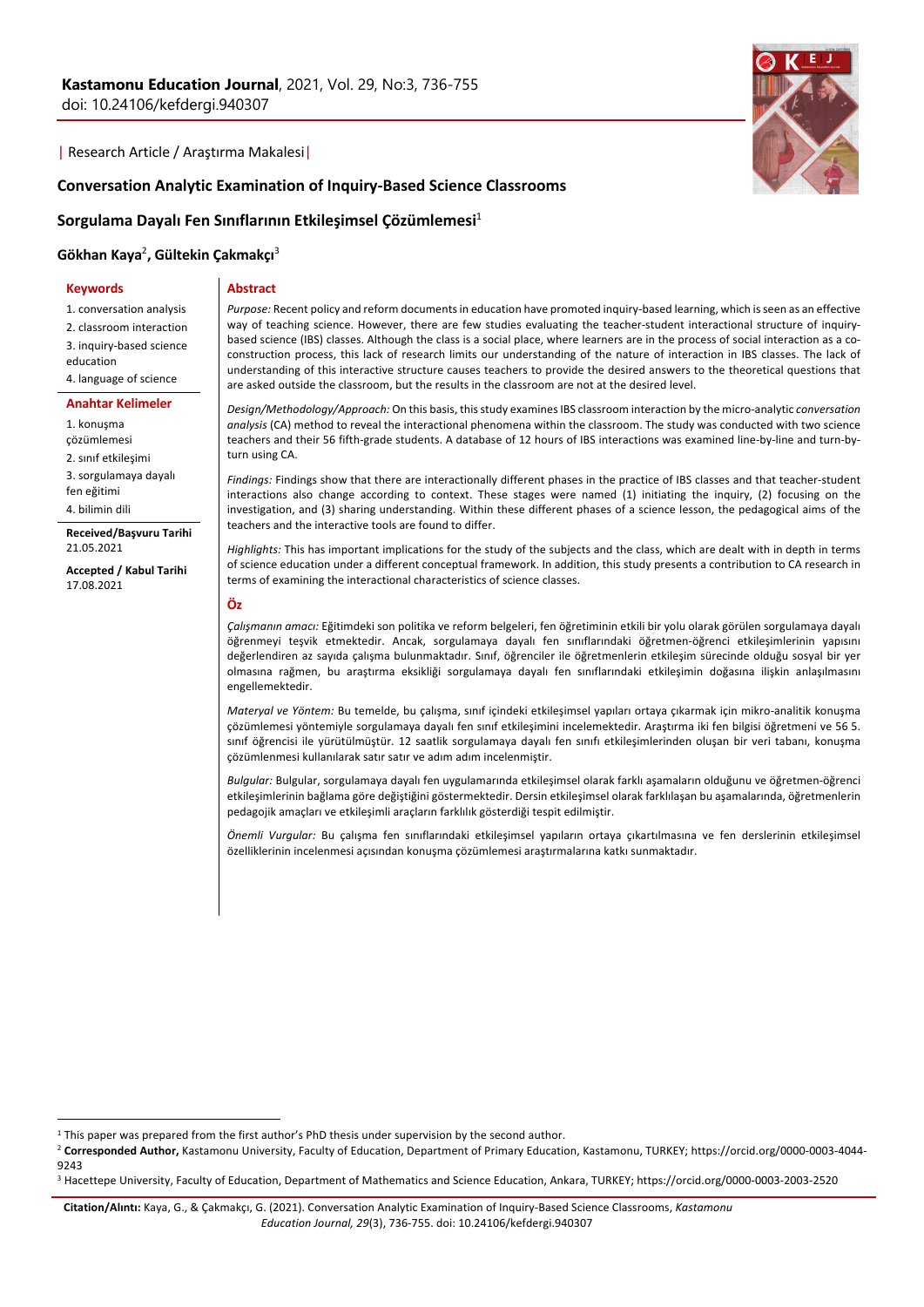| Research Article / Araştırma Makalesi |

# Conversation Analytic Examination of Inquiry-Based Science Classrooms

# Sorgulama Dayalı Fen Sınıflarının Etkileşimsel Çözümlemesi[1]

**Gökhan Kaya[2], Gültekin Çakmakçı[3]**

**Keywords**

1. conversation analysis
2. classroom interaction
3. inquiry-based science education
4. language of science

**Anahtar Kelimeler**

1. konuşma çözümlemesi
2. sınıf etkileşimi
3. sorgulamaya dayalı fen eğitimi
4. bilimin dili

**Received/Başvuru Tarihi**
21.05.2021

**Accepted / Kabul Tarihi**
17.08.2021

## Abstract

*Purpose:* Recent policy and reform documents in education have promoted inquiry-based learning, which is seen as an effective way of teaching science. However, there are few studies evaluating the teacher-student interactional structure of inquiry-based science (IBS) classes. Although the class is a social place, where learners are in the process of social interaction as a co-construction process, this lack of research limits our understanding of the nature of interaction in IBS classes. The lack of understanding of this interactive structure causes teachers to provide the desired answers to the theoretical questions that are asked outside the classroom, but the results in the classroom are not at the desired level.

*Design/Methodology/Approach:* On this basis, this study examines IBS classroom interaction by the micro-analytic *conversation analysis* (CA) method to reveal the interactional phenomena within the classroom. The study was conducted with two science teachers and their 56 fifth-grade students. A database of 12 hours of IBS interactions was examined line-by-line and turn-by-turn using CA.

*Findings:* Findings show that there are interactionally different phases in the practice of IBS classes and that teacher-student interactions also change according to context. These stages were named (1) initiating the inquiry, (2) focusing on the investigation, and (3) sharing understanding. Within these different phases of a science lesson, the pedagogical aims of the teachers and the interactive tools are found to differ.

*Highlights:* This has important implications for the study of the subjects and the class, which are dealt with in depth in terms of science education under a different conceptual framework. In addition, this study presents a contribution to CA research in terms of examining the interactional characteristics of science classes.

## Öz

*Çalışmanın amacı:* Eğitimdeki son politika ve reform belgeleri, fen öğretiminin etkili bir yolu olarak görülen sorgulamaya dayalı öğrenmeyi teşvik etmektedir. Ancak, sorgulamaya dayalı fen sınıflarındaki öğretmen-öğrenci etkileşimlerinin yapısını değerlendiren az sayıda çalışma bulunmaktadır. Sınıf, öğrenciler ile öğretmenlerin etkileşim sürecinde olduğu sosyal bir yer olmasına rağmen, bu araştırma eksikliği sorgulamaya dayalı fen sınıflarındaki etkileşimin doğasına ilişkin anlaşılmasını engellemektedir.

*Materyal ve Yöntem:* Bu temelde, bu çalışma, sınıf içindeki etkileşimsel yapıları ortaya çıkarmak için mikro-analitik konuşma çözümlemesi yöntemiyle sorgulamaya dayalı fen sınıf etkileşimini incelemektedir. Araştırma iki fen bilgisi öğretmeni ve 56 5. sınıf öğrencisi ile yürütülmüştür. 12 saatlik sorgulamaya dayalı fen sınıfı etkileşimlerinden oluşan bir veri tabanı, konuşma çözümlenmesi kullanılarak satır satır ve adım adım incelenmiştir.

*Bulgular:* Bulgular, sorgulamaya dayalı fen uygulamalarında etkileşimsel olarak farklı aşamaların olduğunu ve öğretmen-öğrenci etkileşimlerinin bağlama göre değiştiğini göstermektedir. Dersin etkileşimsel olarak farklılaşan bu aşamalarında, öğretmenlerin pedagojik amaçları ve etkileşimli araçların farklılık gösterdiği tespit edilmiştir.

*Önemli Vurgular:* Bu çalışma fen sınıflarındaki etkileşimsel yapıların ortaya çıkartılmasına ve fen derslerinin etkileşimsel özelliklerinin incelenmesi açısından konuşma çözümlemesi araştırmalarına katkı sunmaktadır.

---

[1] This paper was prepared from the first author's PhD thesis under supervision by the second author.

[2] **Corresponded Author,** Kastamonu University, Faculty of Education, Department of Primary Education, Kastamonu, TURKEY; https://orcid.org/0000-0003-4044-9243

[3] Hacettepe University, Faculty of Education, Department of Mathematics and Science Education, Ankara, TURKEY; https://orcid.org/0000-0003-2003-2520

**Citation/Alıntı:** Kaya, G., & Çakmakçı, G. (2021). Conversation Analytic Examination of Inquiry-Based Science Classrooms, *Kastamonu Education Journal, 29*(3), 736-755. doi: 10.24106/kefdergi.940307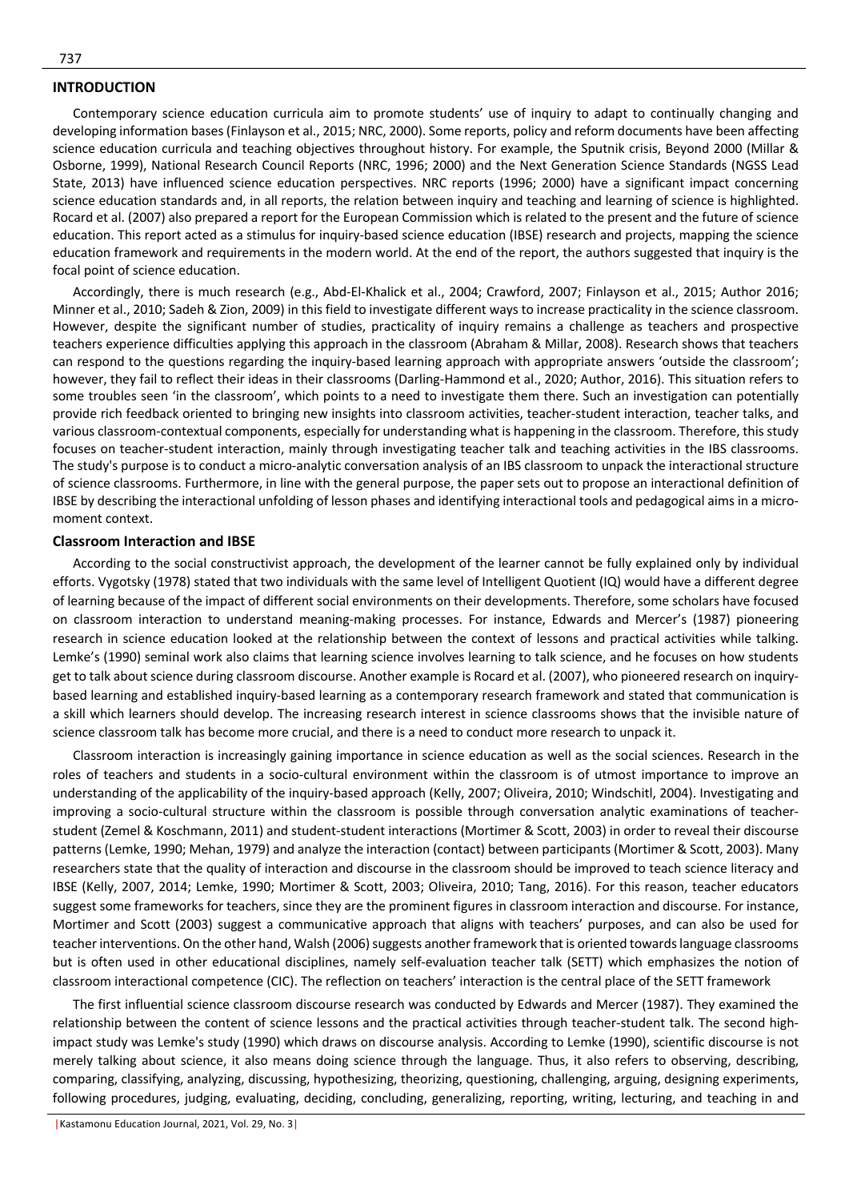## INTRODUCTION

Contemporary science education curricula aim to promote students' use of inquiry to adapt to continually changing and developing information bases (Finlayson et al., 2015; NRC, 2000). Some reports, policy and reform documents have been affecting science education curricula and teaching objectives throughout history. For example, the Sputnik crisis, Beyond 2000 (Millar & Osborne, 1999), National Research Council Reports (NRC, 1996; 2000) and the Next Generation Science Standards (NGSS Lead State, 2013) have influenced science education perspectives. NRC reports (1996; 2000) have a significant impact concerning science education standards and, in all reports, the relation between inquiry and teaching and learning of science is highlighted. Rocard et al. (2007) also prepared a report for the European Commission which is related to the present and the future of science education. This report acted as a stimulus for inquiry-based science education (IBSE) research and projects, mapping the science education framework and requirements in the modern world. At the end of the report, the authors suggested that inquiry is the focal point of science education.

Accordingly, there is much research (e.g., Abd-El-Khalick et al., 2004; Crawford, 2007; Finlayson et al., 2015; Author 2016; Minner et al., 2010; Sadeh & Zion, 2009) in this field to investigate different ways to increase practicality in the science classroom. However, despite the significant number of studies, practicality of inquiry remains a challenge as teachers and prospective teachers experience difficulties applying this approach in the classroom (Abraham & Millar, 2008). Research shows that teachers can respond to the questions regarding the inquiry-based learning approach with appropriate answers 'outside the classroom'; however, they fail to reflect their ideas in their classrooms (Darling-Hammond et al., 2020; Author, 2016). This situation refers to some troubles seen 'in the classroom', which points to a need to investigate them there. Such an investigation can potentially provide rich feedback oriented to bringing new insights into classroom activities, teacher-student interaction, teacher talks, and various classroom-contextual components, especially for understanding what is happening in the classroom. Therefore, this study focuses on teacher-student interaction, mainly through investigating teacher talk and teaching activities in the IBS classrooms. The study's purpose is to conduct a micro-analytic conversation analysis of an IBS classroom to unpack the interactional structure of science classrooms. Furthermore, in line with the general purpose, the paper sets out to propose an interactional definition of IBSE by describing the interactional unfolding of lesson phases and identifying interactional tools and pedagogical aims in a micro-moment context.

### Classroom Interaction and IBSE

According to the social constructivist approach, the development of the learner cannot be fully explained only by individual efforts. Vygotsky (1978) stated that two individuals with the same level of Intelligent Quotient (IQ) would have a different degree of learning because of the impact of different social environments on their developments. Therefore, some scholars have focused on classroom interaction to understand meaning-making processes. For instance, Edwards and Mercer's (1987) pioneering research in science education looked at the relationship between the context of lessons and practical activities while talking. Lemke's (1990) seminal work also claims that learning science involves learning to talk science, and he focuses on how students get to talk about science during classroom discourse. Another example is Rocard et al. (2007), who pioneered research on inquiry-based learning and established inquiry-based learning as a contemporary research framework and stated that communication is a skill which learners should develop. The increasing research interest in science classrooms shows that the invisible nature of science classroom talk has become more crucial, and there is a need to conduct more research to unpack it.

Classroom interaction is increasingly gaining importance in science education as well as the social sciences. Research in the roles of teachers and students in a socio-cultural environment within the classroom is of utmost importance to improve an understanding of the applicability of the inquiry-based approach (Kelly, 2007; Oliveira, 2010; Windschitl, 2004). Investigating and improving a socio-cultural structure within the classroom is possible through conversation analytic examinations of teacher-student (Zemel & Koschmann, 2011) and student-student interactions (Mortimer & Scott, 2003) in order to reveal their discourse patterns (Lemke, 1990; Mehan, 1979) and analyze the interaction (contact) between participants (Mortimer & Scott, 2003). Many researchers state that the quality of interaction and discourse in the classroom should be improved to teach science literacy and IBSE (Kelly, 2007, 2014; Lemke, 1990; Mortimer & Scott, 2003; Oliveira, 2010; Tang, 2016). For this reason, teacher educators suggest some frameworks for teachers, since they are the prominent figures in classroom interaction and discourse. For instance, Mortimer and Scott (2003) suggest a communicative approach that aligns with teachers' purposes, and can also be used for teacher interventions. On the other hand, Walsh (2006) suggests another framework that is oriented towards language classrooms but is often used in other educational disciplines, namely self-evaluation teacher talk (SETT) which emphasizes the notion of classroom interactional competence (CIC). The reflection on teachers' interaction is the central place of the SETT framework

The first influential science classroom discourse research was conducted by Edwards and Mercer (1987). They examined the relationship between the content of science lessons and the practical activities through teacher-student talk. The second high-impact study was Lemke's study (1990) which draws on discourse analysis. According to Lemke (1990), scientific discourse is not merely talking about science, it also means doing science through the language. Thus, it also refers to observing, describing, comparing, classifying, analyzing, discussing, hypothesizing, theorizing, questioning, challenging, arguing, designing experiments, following procedures, judging, evaluating, deciding, concluding, generalizing, reporting, writing, lecturing, and teaching in and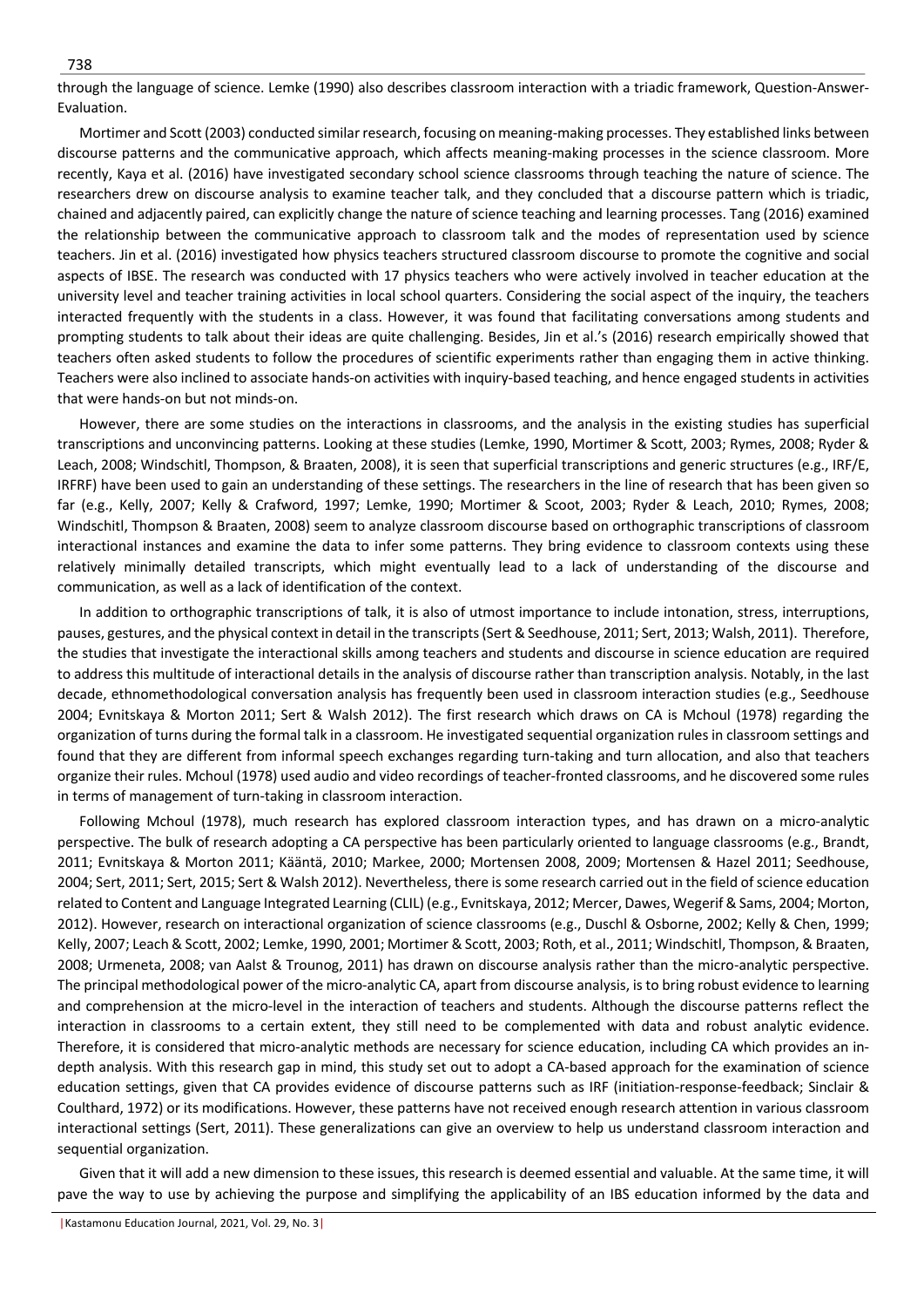through the language of science. Lemke (1990) also describes classroom interaction with a triadic framework, Question-Answer-Evaluation.

Mortimer and Scott (2003) conducted similar research, focusing on meaning-making processes. They established links between discourse patterns and the communicative approach, which affects meaning-making processes in the science classroom. More recently, Kaya et al. (2016) have investigated secondary school science classrooms through teaching the nature of science. The researchers drew on discourse analysis to examine teacher talk, and they concluded that a discourse pattern which is triadic, chained and adjacently paired, can explicitly change the nature of science teaching and learning processes. Tang (2016) examined the relationship between the communicative approach to classroom talk and the modes of representation used by science teachers. Jin et al. (2016) investigated how physics teachers structured classroom discourse to promote the cognitive and social aspects of IBSE. The research was conducted with 17 physics teachers who were actively involved in teacher education at the university level and teacher training activities in local school quarters. Considering the social aspect of the inquiry, the teachers interacted frequently with the students in a class. However, it was found that facilitating conversations among students and prompting students to talk about their ideas are quite challenging. Besides, Jin et al.'s (2016) research empirically showed that teachers often asked students to follow the procedures of scientific experiments rather than engaging them in active thinking. Teachers were also inclined to associate hands-on activities with inquiry-based teaching, and hence engaged students in activities that were hands-on but not minds-on.

However, there are some studies on the interactions in classrooms, and the analysis in the existing studies has superficial transcriptions and unconvincing patterns. Looking at these studies (Lemke, 1990, Mortimer & Scott, 2003; Rymes, 2008; Ryder & Leach, 2008; Windschitl, Thompson, & Braaten, 2008), it is seen that superficial transcriptions and generic structures (e.g., IRF/E, IRFRF) have been used to gain an understanding of these settings. The researchers in the line of research that has been given so far (e.g., Kelly, 2007; Kelly & Crafword, 1997; Lemke, 1990; Mortimer & Scoot, 2003; Ryder & Leach, 2010; Rymes, 2008; Windschitl, Thompson & Braaten, 2008) seem to analyze classroom discourse based on orthographic transcriptions of classroom interactional instances and examine the data to infer some patterns. They bring evidence to classroom contexts using these relatively minimally detailed transcripts, which might eventually lead to a lack of understanding of the discourse and communication, as well as a lack of identification of the context.

In addition to orthographic transcriptions of talk, it is also of utmost importance to include intonation, stress, interruptions, pauses, gestures, and the physical context in detail in the transcripts (Sert & Seedhouse, 2011; Sert, 2013; Walsh, 2011). Therefore, the studies that investigate the interactional skills among teachers and students and discourse in science education are required to address this multitude of interactional details in the analysis of discourse rather than transcription analysis. Notably, in the last decade, ethnomethodological conversation analysis has frequently been used in classroom interaction studies (e.g., Seedhouse 2004; Evnitskaya & Morton 2011; Sert & Walsh 2012). The first research which draws on CA is Mchoul (1978) regarding the organization of turns during the formal talk in a classroom. He investigated sequential organization rules in classroom settings and found that they are different from informal speech exchanges regarding turn-taking and turn allocation, and also that teachers organize their rules. Mchoul (1978) used audio and video recordings of teacher-fronted classrooms, and he discovered some rules in terms of management of turn-taking in classroom interaction.

Following Mchoul (1978), much research has explored classroom interaction types, and has drawn on a micro-analytic perspective. The bulk of research adopting a CA perspective has been particularly oriented to language classrooms (e.g., Brandt, 2011; Evnitskaya & Morton 2011; Kääntä, 2010; Markee, 2000; Mortensen 2008, 2009; Mortensen & Hazel 2011; Seedhouse, 2004; Sert, 2011; Sert, 2015; Sert & Walsh 2012). Nevertheless, there is some research carried out in the field of science education related to Content and Language Integrated Learning (CLIL) (e.g., Evnitskaya, 2012; Mercer, Dawes, Wegerif & Sams, 2004; Morton, 2012). However, research on interactional organization of science classrooms (e.g., Duschl & Osborne, 2002; Kelly & Chen, 1999; Kelly, 2007; Leach & Scott, 2002; Lemke, 1990, 2001; Mortimer & Scott, 2003; Roth, et al., 2011; Windschitl, Thompson, & Braaten, 2008; Urmeneta, 2008; van Aalst & Trounog, 2011) has drawn on discourse analysis rather than the micro-analytic perspective. The principal methodological power of the micro-analytic CA, apart from discourse analysis, is to bring robust evidence to learning and comprehension at the micro-level in the interaction of teachers and students. Although the discourse patterns reflect the interaction in classrooms to a certain extent, they still need to be complemented with data and robust analytic evidence. Therefore, it is considered that micro-analytic methods are necessary for science education, including CA which provides an in-depth analysis. With this research gap in mind, this study set out to adopt a CA-based approach for the examination of science education settings, given that CA provides evidence of discourse patterns such as IRF (initiation-response-feedback; Sinclair & Coulthard, 1972) or its modifications. However, these patterns have not received enough research attention in various classroom interactional settings (Sert, 2011). These generalizations can give an overview to help us understand classroom interaction and sequential organization.

Given that it will add a new dimension to these issues, this research is deemed essential and valuable. At the same time, it will pave the way to use by achieving the purpose and simplifying the applicability of an IBS education informed by the data and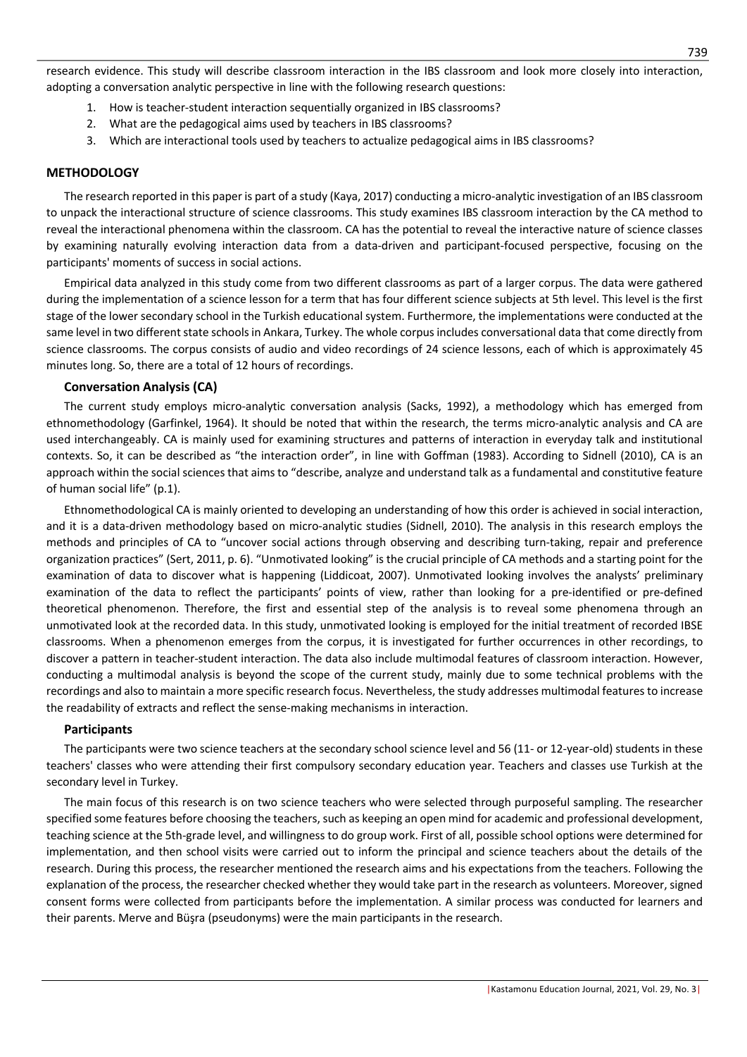research evidence. This study will describe classroom interaction in the IBS classroom and look more closely into interaction, adopting a conversation analytic perspective in line with the following research questions:

1. How is teacher-student interaction sequentially organized in IBS classrooms?
2. What are the pedagogical aims used by teachers in IBS classrooms?
3. Which are interactional tools used by teachers to actualize pedagogical aims in IBS classrooms?

## METHODOLOGY

The research reported in this paper is part of a study (Kaya, 2017) conducting a micro-analytic investigation of an IBS classroom to unpack the interactional structure of science classrooms. This study examines IBS classroom interaction by the CA method to reveal the interactional phenomena within the classroom. CA has the potential to reveal the interactive nature of science classes by examining naturally evolving interaction data from a data-driven and participant-focused perspective, focusing on the participants' moments of success in social actions.

Empirical data analyzed in this study come from two different classrooms as part of a larger corpus. The data were gathered during the implementation of a science lesson for a term that has four different science subjects at 5th level. This level is the first stage of the lower secondary school in the Turkish educational system. Furthermore, the implementations were conducted at the same level in two different state schools in Ankara, Turkey. The whole corpus includes conversational data that come directly from science classrooms. The corpus consists of audio and video recordings of 24 science lessons, each of which is approximately 45 minutes long. So, there are a total of 12 hours of recordings.

### Conversation Analysis (CA)

The current study employs micro-analytic conversation analysis (Sacks, 1992), a methodology which has emerged from ethnomethodology (Garfinkel, 1964). It should be noted that within the research, the terms micro-analytic analysis and CA are used interchangeably. CA is mainly used for examining structures and patterns of interaction in everyday talk and institutional contexts. So, it can be described as "the interaction order", in line with Goffman (1983). According to Sidnell (2010), CA is an approach within the social sciences that aims to "describe, analyze and understand talk as a fundamental and constitutive feature of human social life" (p.1).

Ethnomethodological CA is mainly oriented to developing an understanding of how this order is achieved in social interaction, and it is a data-driven methodology based on micro-analytic studies (Sidnell, 2010). The analysis in this research employs the methods and principles of CA to "uncover social actions through observing and describing turn-taking, repair and preference organization practices" (Sert, 2011, p. 6). "Unmotivated looking" is the crucial principle of CA methods and a starting point for the examination of data to discover what is happening (Liddicoat, 2007). Unmotivated looking involves the analysts' preliminary examination of the data to reflect the participants' points of view, rather than looking for a pre-identified or pre-defined theoretical phenomenon. Therefore, the first and essential step of the analysis is to reveal some phenomena through an unmotivated look at the recorded data. In this study, unmotivated looking is employed for the initial treatment of recorded IBSE classrooms. When a phenomenon emerges from the corpus, it is investigated for further occurrences in other recordings, to discover a pattern in teacher-student interaction. The data also include multimodal features of classroom interaction. However, conducting a multimodal analysis is beyond the scope of the current study, mainly due to some technical problems with the recordings and also to maintain a more specific research focus. Nevertheless, the study addresses multimodal features to increase the readability of extracts and reflect the sense-making mechanisms in interaction.

### Participants

The participants were two science teachers at the secondary school science level and 56 (11- or 12-year-old) students in these teachers' classes who were attending their first compulsory secondary education year. Teachers and classes use Turkish at the secondary level in Turkey.

The main focus of this research is on two science teachers who were selected through purposeful sampling. The researcher specified some features before choosing the teachers, such as keeping an open mind for academic and professional development, teaching science at the 5th-grade level, and willingness to do group work. First of all, possible school options were determined for implementation, and then school visits were carried out to inform the principal and science teachers about the details of the research. During this process, the researcher mentioned the research aims and his expectations from the teachers. Following the explanation of the process, the researcher checked whether they would take part in the research as volunteers. Moreover, signed consent forms were collected from participants before the implementation. A similar process was conducted for learners and their parents. Merve and Büşra (pseudonyms) were the main participants in the research.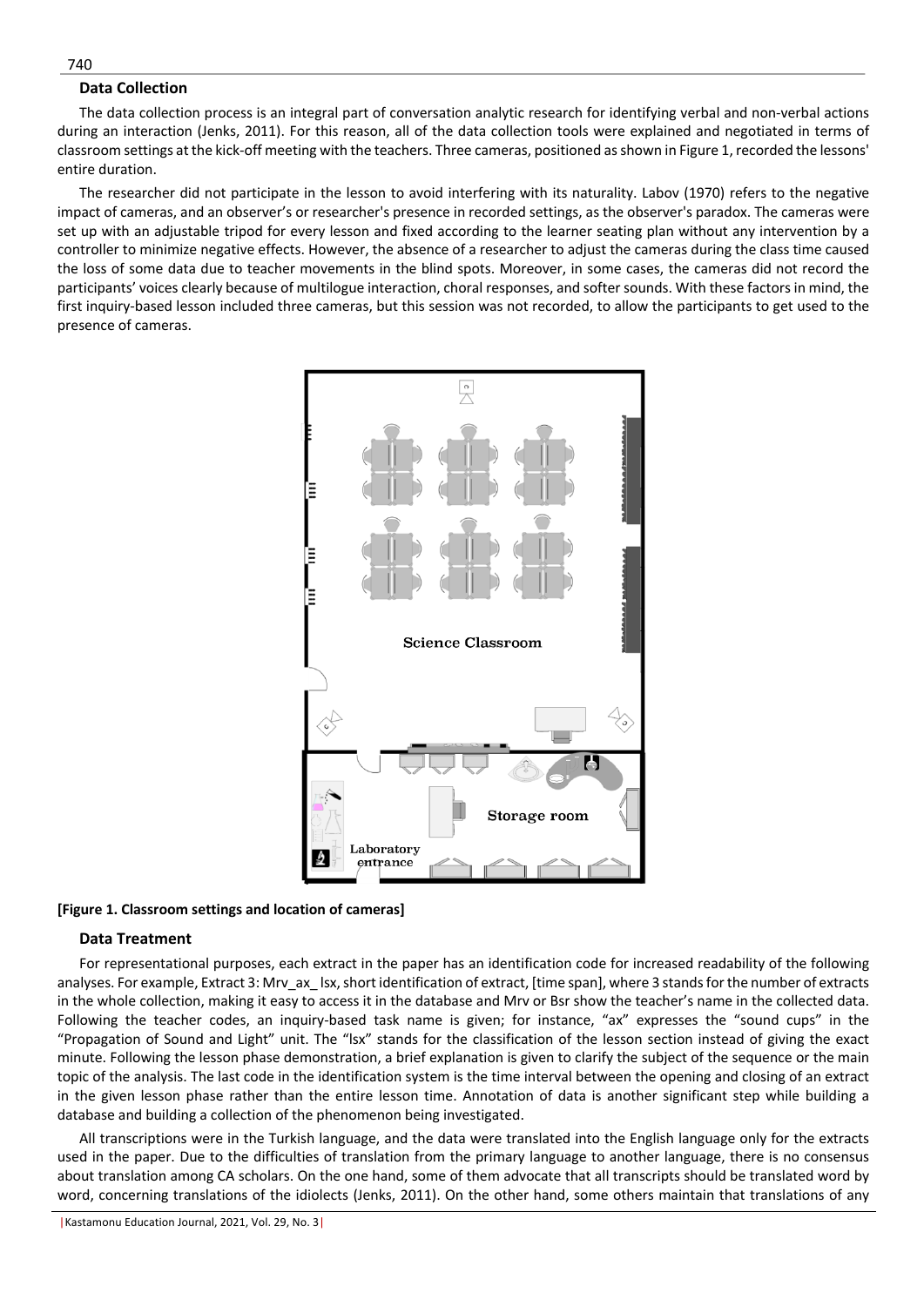## Data Collection

The data collection process is an integral part of conversation analytic research for identifying verbal and non-verbal actions during an interaction (Jenks, 2011). For this reason, all of the data collection tools were explained and negotiated in terms of classroom settings at the kick-off meeting with the teachers. Three cameras, positioned as shown in Figure 1, recorded the lessons' entire duration.

The researcher did not participate in the lesson to avoid interfering with its naturality. Labov (1970) refers to the negative impact of cameras, and an observer's or researcher's presence in recorded settings, as the observer's paradox. The cameras were set up with an adjustable tripod for every lesson and fixed according to the learner seating plan without any intervention by a controller to minimize negative effects. However, the absence of a researcher to adjust the cameras during the class time caused the loss of some data due to teacher movements in the blind spots. Moreover, in some cases, the cameras did not record the participants' voices clearly because of multilogue interaction, choral responses, and softer sounds. With these factors in mind, the first inquiry-based lesson included three cameras, but this session was not recorded, to allow the participants to get used to the presence of cameras.

**[Figure 1. Classroom settings and location of cameras]**

## Data Treatment

For representational purposes, each extract in the paper has an identification code for increased readability of the following analyses. For example, Extract 3: Mrv_ax_ lsx, short identification of extract, [time span], where 3 stands for the number of extracts in the whole collection, making it easy to access it in the database and Mrv or Bsr show the teacher's name in the collected data. Following the teacher codes, an inquiry-based task name is given; for instance, "ax" expresses the "sound cups" in the "Propagation of Sound and Light" unit. The "lsx" stands for the classification of the lesson section instead of giving the exact minute. Following the lesson phase demonstration, a brief explanation is given to clarify the subject of the sequence or the main topic of the analysis. The last code in the identification system is the time interval between the opening and closing of an extract in the given lesson phase rather than the entire lesson time. Annotation of data is another significant step while building a database and building a collection of the phenomenon being investigated.

All transcriptions were in the Turkish language, and the data were translated into the English language only for the extracts used in the paper. Due to the difficulties of translation from the primary language to another language, there is no consensus about translation among CA scholars. On the one hand, some of them advocate that all transcripts should be translated word by word, concerning translations of the idiolects (Jenks, 2011). On the other hand, some others maintain that translations of any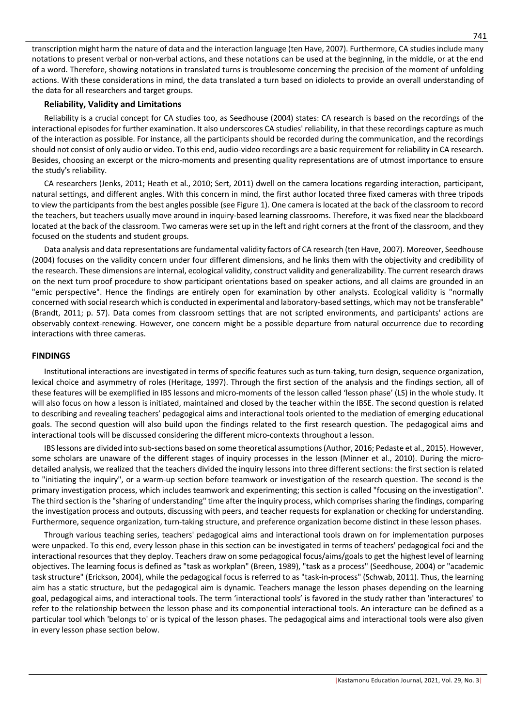transcription might harm the nature of data and the interaction language (ten Have, 2007). Furthermore, CA studies include many notations to present verbal or non-verbal actions, and these notations can be used at the beginning, in the middle, or at the end of a word. Therefore, showing notations in translated turns is troublesome concerning the precision of the moment of unfolding actions. With these considerations in mind, the data translated a turn based on idiolects to provide an overall understanding of the data for all researchers and target groups.

### Reliability, Validity and Limitations

Reliability is a crucial concept for CA studies too, as Seedhouse (2004) states: CA research is based on the recordings of the interactional episodes for further examination. It also underscores CA studies' reliability, in that these recordings capture as much of the interaction as possible. For instance, all the participants should be recorded during the communication, and the recordings should not consist of only audio or video. To this end, audio-video recordings are a basic requirement for reliability in CA research. Besides, choosing an excerpt or the micro-moments and presenting quality representations are of utmost importance to ensure the study's reliability.

CA researchers (Jenks, 2011; Heath et al., 2010; Sert, 2011) dwell on the camera locations regarding interaction, participant, natural settings, and different angles. With this concern in mind, the first author located three fixed cameras with three tripods to view the participants from the best angles possible (see Figure 1). One camera is located at the back of the classroom to record the teachers, but teachers usually move around in inquiry-based learning classrooms. Therefore, it was fixed near the blackboard located at the back of the classroom. Two cameras were set up in the left and right corners at the front of the classroom, and they focused on the students and student groups.

Data analysis and data representations are fundamental validity factors of CA research (ten Have, 2007). Moreover, Seedhouse (2004) focuses on the validity concern under four different dimensions, and he links them with the objectivity and credibility of the research. These dimensions are internal, ecological validity, construct validity and generalizability. The current research draws on the next turn proof procedure to show participant orientations based on speaker actions, and all claims are grounded in an "emic perspective". Hence the findings are entirely open for examination by other analysts. Ecological validity is "normally concerned with social research which is conducted in experimental and laboratory-based settings, which may not be transferable" (Brandt, 2011; p. 57). Data comes from classroom settings that are not scripted environments, and participants' actions are observably context-renewing. However, one concern might be a possible departure from natural occurrence due to recording interactions with three cameras.

## FINDINGS

Institutional interactions are investigated in terms of specific features such as turn-taking, turn design, sequence organization, lexical choice and asymmetry of roles (Heritage, 1997). Through the first section of the analysis and the findings section, all of these features will be exemplified in IBS lessons and micro-moments of the lesson called 'lesson phase' (LS) in the whole study. It will also focus on how a lesson is initiated, maintained and closed by the teacher within the IBSE. The second question is related to describing and revealing teachers' pedagogical aims and interactional tools oriented to the mediation of emerging educational goals. The second question will also build upon the findings related to the first research question. The pedagogical aims and interactional tools will be discussed considering the different micro-contexts throughout a lesson.

IBS lessons are divided into sub-sections based on some theoretical assumptions (Author, 2016; Pedaste et al., 2015). However, some scholars are unaware of the different stages of inquiry processes in the lesson (Minner et al., 2010). During the micro-detailed analysis, we realized that the teachers divided the inquiry lessons into three different sections: the first section is related to "initiating the inquiry", or a warm-up section before teamwork or investigation of the research question. The second is the primary investigation process, which includes teamwork and experimenting; this section is called "focusing on the investigation". The third section is the "sharing of understanding" time after the inquiry process, which comprises sharing the findings, comparing the investigation process and outputs, discussing with peers, and teacher requests for explanation or checking for understanding. Furthermore, sequence organization, turn-taking structure, and preference organization become distinct in these lesson phases.

Through various teaching series, teachers' pedagogical aims and interactional tools drawn on for implementation purposes were unpacked. To this end, every lesson phase in this section can be investigated in terms of teachers' pedagogical foci and the interactional resources that they deploy. Teachers draw on some pedagogical focus/aims/goals to get the highest level of learning objectives. The learning focus is defined as "task as workplan" (Breen, 1989), "task as a process" (Seedhouse, 2004) or "academic task structure" (Erickson, 2004), while the pedagogical focus is referred to as "task-in-process" (Schwab, 2011). Thus, the learning aim has a static structure, but the pedagogical aim is dynamic. Teachers manage the lesson phases depending on the learning goal, pedagogical aims, and interactional tools. The term 'interactional tools' is favored in the study rather than 'interactures' to refer to the relationship between the lesson phase and its componential interactional tools. An interacture can be defined as a particular tool which 'belongs to' or is typical of the lesson phases. The pedagogical aims and interactional tools were also given in every lesson phase section below.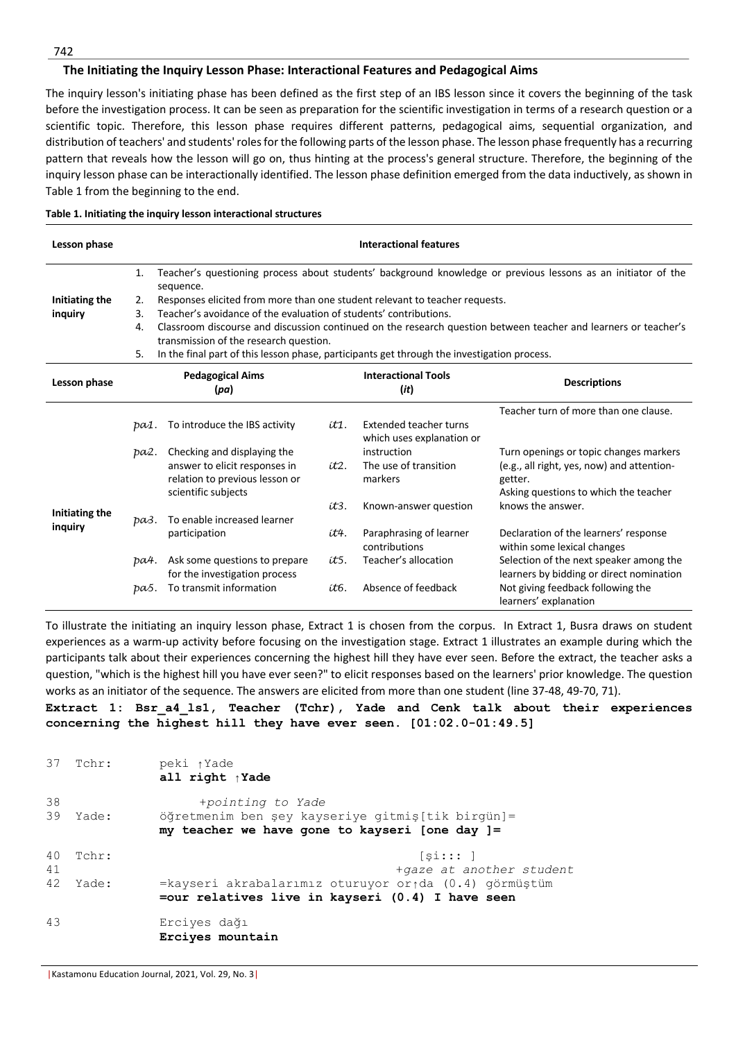### The Initiating the Inquiry Lesson Phase: Interactional Features and Pedagogical Aims

The inquiry lesson's initiating phase has been defined as the first step of an IBS lesson since it covers the beginning of the task before the investigation process. It can be seen as preparation for the scientific investigation in terms of a research question or a scientific topic. Therefore, this lesson phase requires different patterns, pedagogical aims, sequential organization, and distribution of teachers' and students' roles for the following parts of the lesson phase. The lesson phase frequently has a recurring pattern that reveals how the lesson will go on, thus hinting at the process's general structure. Therefore, the beginning of the inquiry lesson phase can be interactionally identified. The lesson phase definition emerged from the data inductively, as shown in Table 1 from the beginning to the end.

**Table 1. Initiating the inquiry lesson interactional structures**

| Lesson phase | Interactional features |
|---|---|
| Initiating the inquiry | 1. Teacher's questioning process about students' background knowledge or previous lessons as an initiator of the sequence.<br>2. Responses elicited from more than one student relevant to teacher requests.<br>3. Teacher's avoidance of the evaluation of students' contributions.<br>4. Classroom discourse and discussion continued on the research question between teacher and learners or teacher's transmission of the research question.<br>5. In the final part of this lesson phase, participants get through the investigation process. |

| Lesson phase | Pedagogical Aims (*pa*) | Interactional Tools (*it*) | Descriptions |
|---|---|---|---|
| Initiating the inquiry | *pa1.* To introduce the IBS activity | *it1.* Extended teacher turns which uses explanation or instruction | Teacher turn of more than one clause. |
| | *pa2.* Checking and displaying the answer to elicit responses in relation to previous lesson or scientific subjects | *it2.* The use of transition markers | Turn openings or topic changes markers (e.g., all right, yes, now) and attention-getter. |
| | *pa3.* To enable increased learner participation | *it3.* Known-answer question | Asking questions to which the teacher knows the answer. |
| | *pa4.* Ask some questions to prepare for the investigation process | *it4.* Paraphrasing of learner contributions | Declaration of the learners' response within some lexical changes |
| | *pa5.* To transmit information | *it5.* Teacher's allocation | Selection of the next speaker among the learners by bidding or direct nomination |
| | | *it6.* Absence of feedback | Not giving feedback following the learners' explanation |

To illustrate the initiating an inquiry lesson phase, Extract 1 is chosen from the corpus. In Extract 1, Busra draws on student experiences as a warm-up activity before focusing on the investigation stage. Extract 1 illustrates an example during which the participants talk about their experiences concerning the highest hill they have ever seen. Before the extract, the teacher asks a question, "which is the highest hill you have ever seen?" to elicit responses based on the learners' prior knowledge. The question works as an initiator of the sequence. The answers are elicited from more than one student (line 37-48, 49-70, 71).

**Extract 1: Bsr_a4_ls1, Teacher (Tchr), Yade and Cenk talk about their experiences concerning the highest hill they have ever seen. [01:02.0-01:49.5]**

```
37  Tchr:   peki ↑Yade
            all right ↑Yade
38               +pointing to Yade
39  Yade:   öğretmenim ben şey kayseriye gitmiş[tik birgün]=
            my teacher we have gone to kayseri [one day ]=
40  Tchr:                                      [şi::: ]
41                                          +gaze at another student
42  Yade:   =kayseri akrabalarımız oturuyor or↑da (0.4) görmüştüm
            =our relatives live in kayseri (0.4) I have seen
43          Erciyes dağı
            Erciyes mountain
```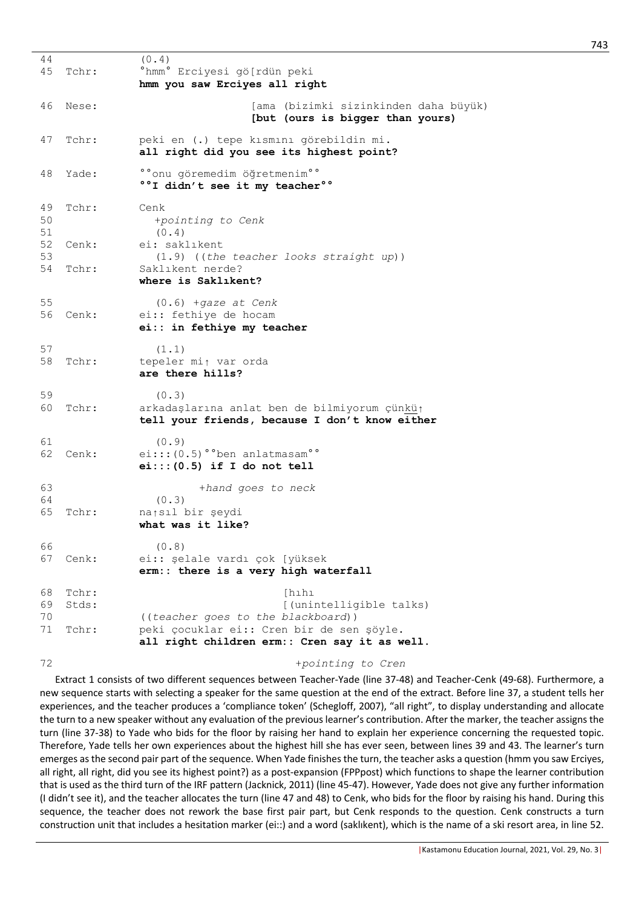```
44              (0.4)
45   Tchr:      °hmm° Erciyesi gö[rdün peki
                hmm you saw Erciyes all right

46   Nese:                      [ama (bizimki sizinkinden daha büyük)
                                [but (ours is bigger than yours)

47   Tchr:      peki en (.) tepe kısmını görebildin mi.
                all right did you see its highest point?

48   Yade:      °°onu göremedim öğretmenim°°
                °°I didn't see it my teacher°°

49   Tchr:      Cenk
50                +pointing to Cenk
51                (0.4)
52   Cenk:      ei: saklıkent
53                (1.9) ((the teacher looks straight up))
54   Tchr:      Saklıkent nerde?
                where is Saklıkent?

55                (0.6) +gaze at Cenk
56   Cenk:      ei:: fethiye de hocam
                ei:: in fethiye my teacher

57                (1.1)
58   Tchr:      tepeler mi↑ var orda
                are there hills?

59                (0.3)
60   Tchr:      arkadaşlarına anlat ben de bilmiyorum çünkü↑
                tell your friends, because I don't know either

61                (0.9)
62   Cenk:      ei:::(0.5)°°ben anlatmasam°°
                ei:::(0.5) if I do not tell

63                      +hand goes to neck
64                (0.3)
65   Tchr:      na↑sıl bir şeydi
                what was it like?

66                (0.8)
67   Cenk:      ei:: şelale vardı çok [yüksek
                erm:: there is a very high waterfall

68   Tchr:                            [hıhı
69   Stds:                            [(unintelligible talks)
70              ((teacher goes to the blackboard))
71   Tchr:      peki çocuklar ei:: Cren bir de sen şöyle.
                all right children erm:: Cren say it as well.

72                                    +pointing to Cren
```

Extract 1 consists of two different sequences between Teacher-Yade (line 37-48) and Teacher-Cenk (49-68). Furthermore, a new sequence starts with selecting a speaker for the same question at the end of the extract. Before line 37, a student tells her experiences, and the teacher produces a 'compliance token' (Schegloff, 2007), "all right", to display understanding and allocate the turn to a new speaker without any evaluation of the previous learner's contribution. After the marker, the teacher assigns the turn (line 37-38) to Yade who bids for the floor by raising her hand to explain her experience concerning the requested topic. Therefore, Yade tells her own experiences about the highest hill she has ever seen, between lines 39 and 43. The learner's turn emerges as the second pair part of the sequence. When Yade finishes the turn, the teacher asks a question (hmm you saw Erciyes, all right, all right, did you see its highest point?) as a post-expansion (FPPpost) which functions to shape the learner contribution that is used as the third turn of the IRF pattern (Jacknick, 2011) (line 45-47). However, Yade does not give any further information (I didn't see it), and the teacher allocates the turn (line 47 and 48) to Cenk, who bids for the floor by raising his hand. During this sequence, the teacher does not rework the base first pair part, but Cenk responds to the question. Cenk constructs a turn construction unit that includes a hesitation marker (ei::) and a word (saklıkent), which is the name of a ski resort area, in line 52.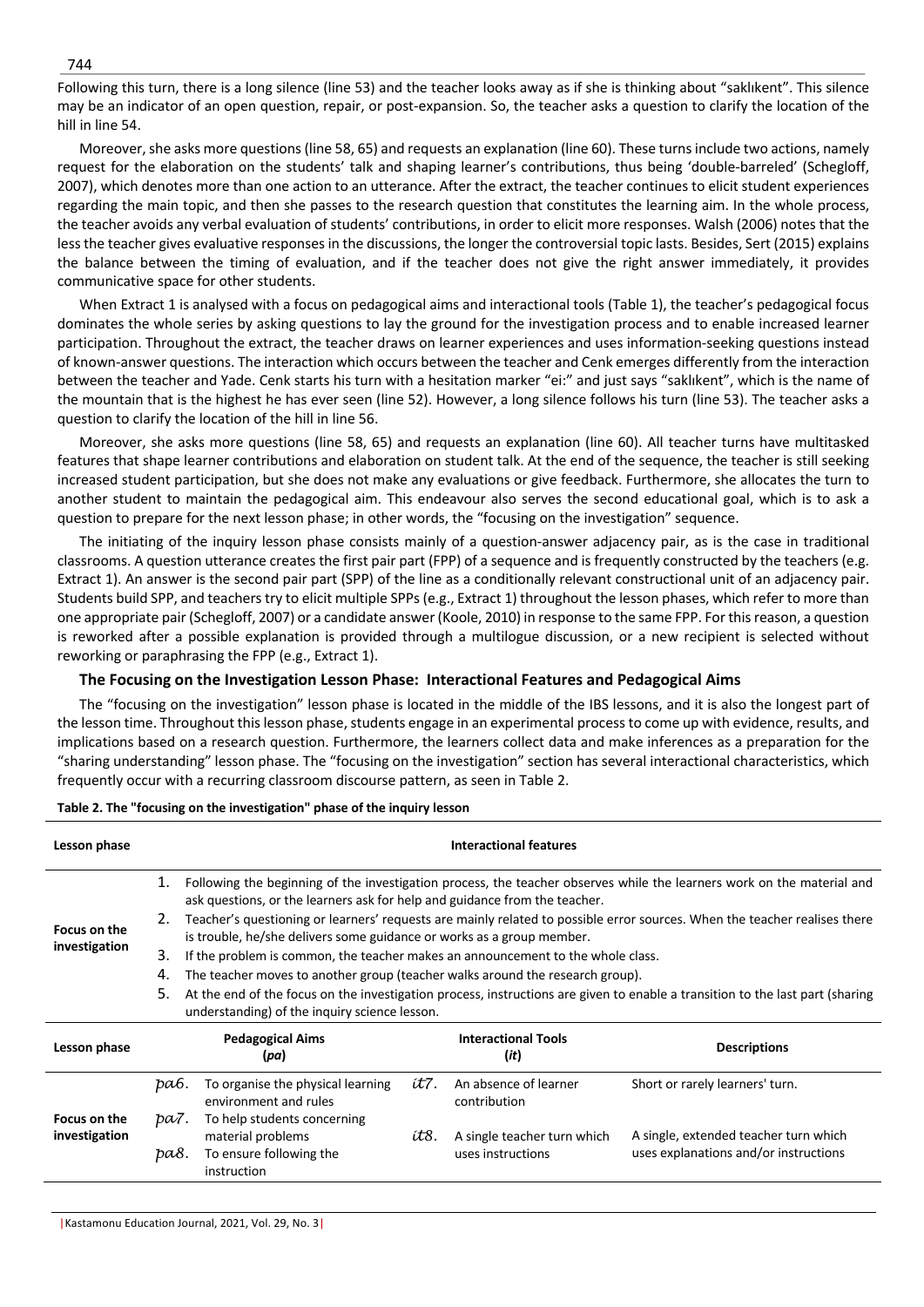Following this turn, there is a long silence (line 53) and the teacher looks away as if she is thinking about "saklıkent". This silence may be an indicator of an open question, repair, or post-expansion. So, the teacher asks a question to clarify the location of the hill in line 54.

Moreover, she asks more questions (line 58, 65) and requests an explanation (line 60). These turns include two actions, namely request for the elaboration on the students' talk and shaping learner's contributions, thus being 'double-barreled' (Schegloff, 2007), which denotes more than one action to an utterance. After the extract, the teacher continues to elicit student experiences regarding the main topic, and then she passes to the research question that constitutes the learning aim. In the whole process, the teacher avoids any verbal evaluation of students' contributions, in order to elicit more responses. Walsh (2006) notes that the less the teacher gives evaluative responses in the discussions, the longer the controversial topic lasts. Besides, Sert (2015) explains the balance between the timing of evaluation, and if the teacher does not give the right answer immediately, it provides communicative space for other students.

When Extract 1 is analysed with a focus on pedagogical aims and interactional tools (Table 1), the teacher's pedagogical focus dominates the whole series by asking questions to lay the ground for the investigation process and to enable increased learner participation. Throughout the extract, the teacher draws on learner experiences and uses information-seeking questions instead of known-answer questions. The interaction which occurs between the teacher and Cenk emerges differently from the interaction between the teacher and Yade. Cenk starts his turn with a hesitation marker "ei:" and just says "saklıkent", which is the name of the mountain that is the highest he has ever seen (line 52). However, a long silence follows his turn (line 53). The teacher asks a question to clarify the location of the hill in line 56.

Moreover, she asks more questions (line 58, 65) and requests an explanation (line 60). All teacher turns have multitasked features that shape learner contributions and elaboration on student talk. At the end of the sequence, the teacher is still seeking increased student participation, but she does not make any evaluations or give feedback. Furthermore, she allocates the turn to another student to maintain the pedagogical aim. This endeavour also serves the second educational goal, which is to ask a question to prepare for the next lesson phase; in other words, the "focusing on the investigation" sequence.

The initiating of the inquiry lesson phase consists mainly of a question-answer adjacency pair, as is the case in traditional classrooms. A question utterance creates the first pair part (FPP) of a sequence and is frequently constructed by the teachers (e.g. Extract 1). An answer is the second pair part (SPP) of the line as a conditionally relevant constructional unit of an adjacency pair. Students build SPP, and teachers try to elicit multiple SPPs (e.g., Extract 1) throughout the lesson phases, which refer to more than one appropriate pair (Schegloff, 2007) or a candidate answer (Koole, 2010) in response to the same FPP. For this reason, a question is reworked after a possible explanation is provided through a multilogue discussion, or a new recipient is selected without reworking or paraphrasing the FPP (e.g., Extract 1).

### The Focusing on the Investigation Lesson Phase: Interactional Features and Pedagogical Aims

The "focusing on the investigation" lesson phase is located in the middle of the IBS lessons, and it is also the longest part of the lesson time. Throughout this lesson phase, students engage in an experimental process to come up with evidence, results, and implications based on a research question. Furthermore, the learners collect data and make inferences as a preparation for the "sharing understanding" lesson phase. The "focusing on the investigation" section has several interactional characteristics, which frequently occur with a recurring classroom discourse pattern, as seen in Table 2.

**Table 2. The "focusing on the investigation" phase of the inquiry lesson**

| Lesson phase | Interactional features |
|---|---|
| Focus on the investigation | 1. Following the beginning of the investigation process, the teacher observes while the learners work on the material and ask questions, or the learners ask for help and guidance from the teacher.<br>2. Teacher's questioning or learners' requests are mainly related to possible error sources. When the teacher realises there is trouble, he/she delivers some guidance or works as a group member.<br>3. If the problem is common, the teacher makes an announcement to the whole class.<br>4. The teacher moves to another group (teacher walks around the research group).<br>5. At the end of the focus on the investigation process, instructions are given to enable a transition to the last part (sharing understanding) of the inquiry science lesson. |

| Lesson phase | Pedagogical Aims (*pa*) | Interactional Tools (*it*) | Descriptions |
|---|---|---|---|
| Focus on the investigation | *pa6.* To organise the physical learning environment and rules<br>*pa7.* To help students concerning material problems<br>*pa8.* To ensure following the instruction | *it7.* An absence of learner contribution<br>*it8.* A single teacher turn which uses instructions | Short or rarely learners' turn.<br>A single, extended teacher turn which uses explanations and/or instructions |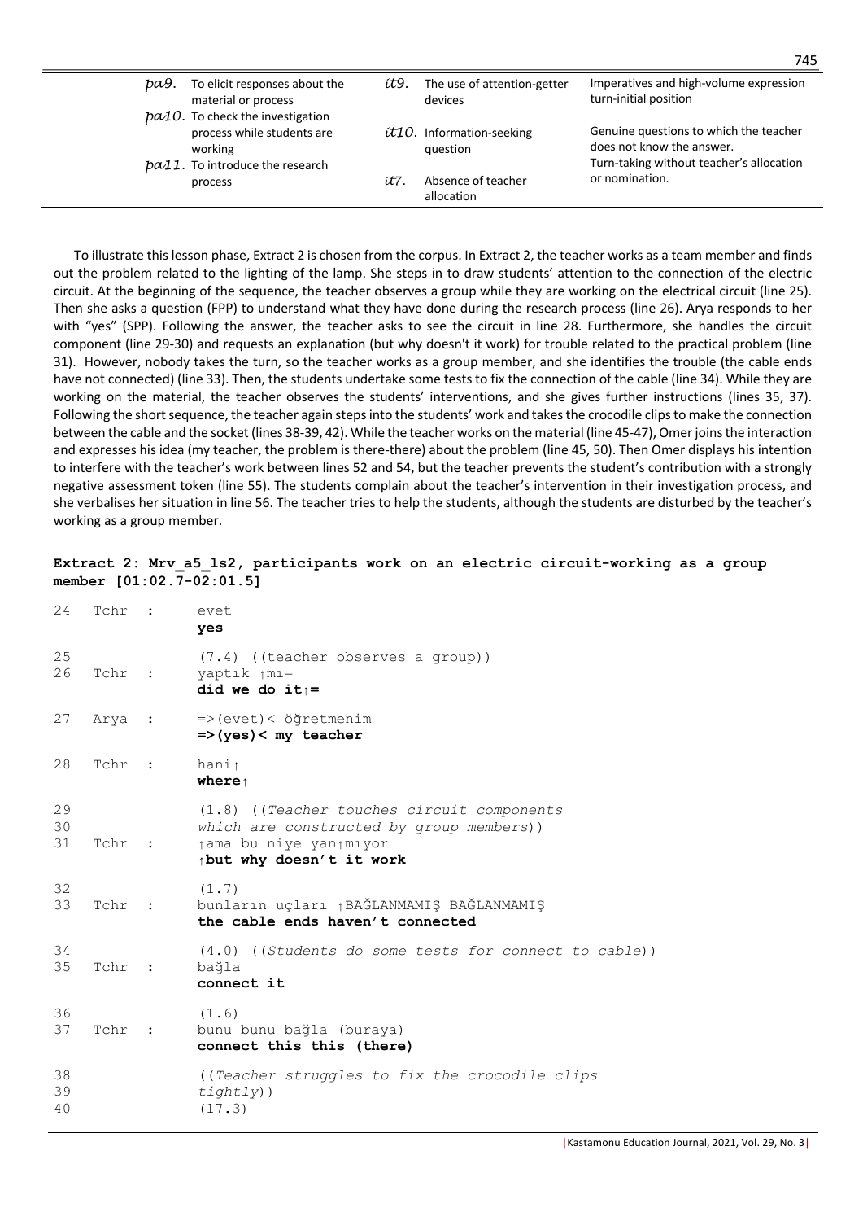| | | | |
|---|---|---|---|
| *pa9.* To elicit responses about the material or process | *it9.* The use of attention-getter devices | Imperatives and high-volume expression turn-initial position |
| *pa10.* To check the investigation process while students are working | *it10.* Information-seeking question | Genuine questions to which the teacher does not know the answer. |
| *pa11.* To introduce the research process | *it7.* Absence of teacher allocation | Turn-taking without teacher's allocation or nomination. |

To illustrate this lesson phase, Extract 2 is chosen from the corpus. In Extract 2, the teacher works as a team member and finds out the problem related to the lighting of the lamp. She steps in to draw students' attention to the connection of the electric circuit. At the beginning of the sequence, the teacher observes a group while they are working on the electrical circuit (line 25). Then she asks a question (FPP) to understand what they have done during the research process (line 26). Arya responds to her with "yes" (SPP). Following the answer, the teacher asks to see the circuit in line 28. Furthermore, she handles the circuit component (line 29-30) and requests an explanation (but why doesn't it work) for trouble related to the practical problem (line 31). However, nobody takes the turn, so the teacher works as a group member, and she identifies the trouble (the cable ends have not connected) (line 33). Then, the students undertake some tests to fix the connection of the cable (line 34). While they are working on the material, the teacher observes the students' interventions, and she gives further instructions (lines 35, 37). Following the short sequence, the teacher again steps into the students' work and takes the crocodile clips to make the connection between the cable and the socket (lines 38-39, 42). While the teacher works on the material (line 45-47), Omer joins the interaction and expresses his idea (my teacher, the problem is there-there) about the problem (line 45, 50). Then Omer displays his intention to interfere with the teacher's work between lines 52 and 54, but the teacher prevents the student's contribution with a strongly negative assessment token (line 55). The students complain about the teacher's intervention in their investigation process, and she verbalises her situation in line 56. The teacher tries to help the students, although the students are disturbed by the teacher's working as a group member.

**Extract 2: Mrv_a5_ls2, participants work on an electric circuit-working as a group member [01:02.7-02:01.5]**

```
24   Tchr  :   evet
               yes

25             (7.4) ((teacher observes a group))
26   Tchr  :   yaptık ↑mı=
               did we do it↑=

27   Arya  :   =>(evet)< öğretmenim
               =>(yes)< my teacher

28   Tchr  :   hani↑
               where↑

29             (1.8) ((Teacher touches circuit components
30             which are constructed by group members))
31   Tchr  :   ↑ama bu niye yan↑mıyor
               ↑but why doesn't it work

32             (1.7)
33   Tchr  :   bunların uçları ↑BAĞLANMAMIŞ BAĞLANMAMIŞ
               the cable ends haven't connected

34             (4.0) ((Students do some tests for connect to cable))
35   Tchr  :   bağla
               connect it

36             (1.6)
37   Tchr  :   bunu bunu bağla (buraya)
               connect this this (there)

38             ((Teacher struggles to fix the crocodile clips
39             tightly))
40             (17.3)
```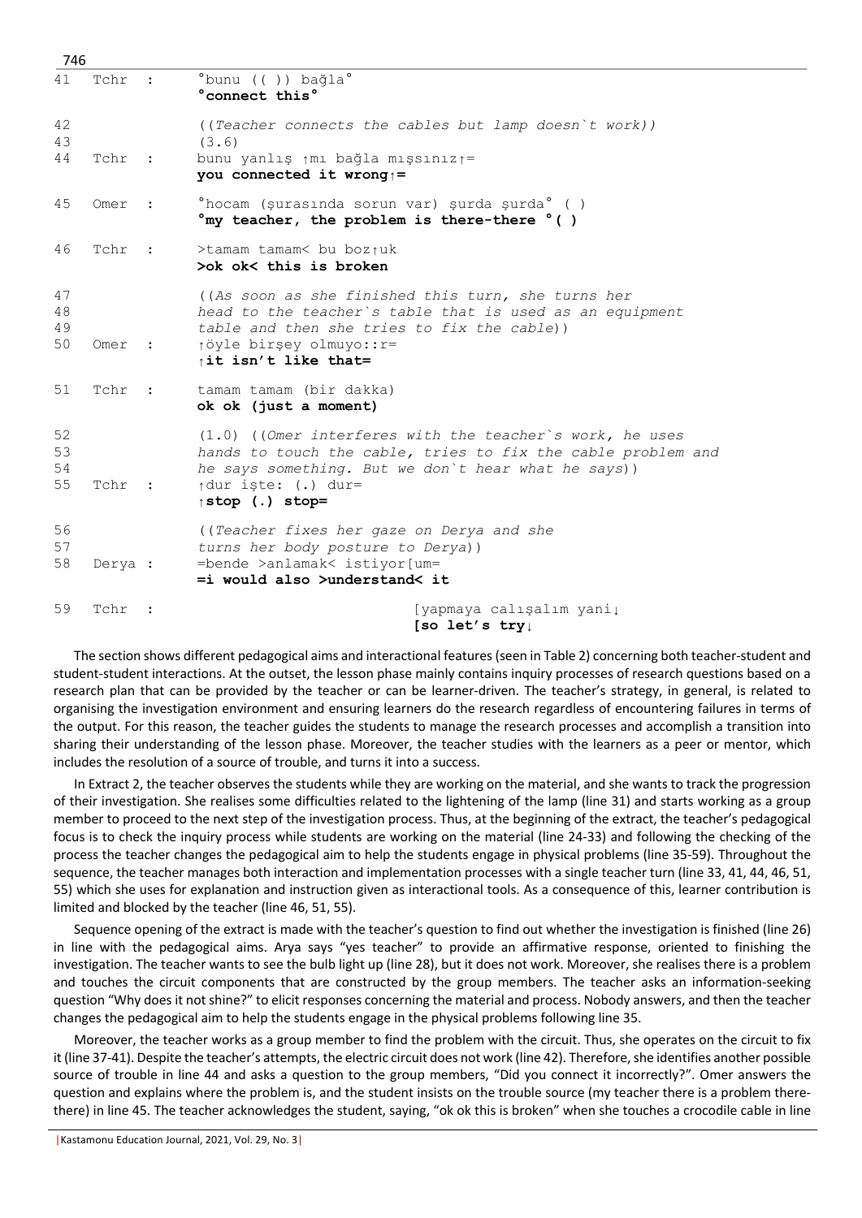```
41  Tchr  :   °bunu (( )) bağla°
              °connect this°

42            ((Teacher connects the cables but lamp doesn`t work))
43            (3.6)
44  Tchr  :   bunu yanlış ↑mı bağla mışsınız↑=
              you connected it wrong↑=

45  Omer  :   °hocam (şurasında sorun var) şurda şurda° ( )
              °my teacher, the problem is there-there °( )

46  Tchr  :   >tamam tamam< bu boz↑uk
              >ok ok< this is broken

47            ((As soon as she finished this turn, she turns her
48            head to the teacher`s table that is used as an equipment
49            table and then she tries to fix the cable))
50  Omer  :   ↑öyle birşey olmuyo::r=
              ↑it isn't like that=

51  Tchr  :   tamam tamam (bir dakka)
              ok ok (just a moment)

52            (1.0) ((Omer interferes with the teacher`s work, he uses
53            hands to touch the cable, tries to fix the cable problem and
54            he says something. But we don`t hear what he says))
55  Tchr  :   ↑dur işte: (.) dur=
              ↑stop (.) stop=

56            ((Teacher fixes her gaze on Derya and she
57            turns her body posture to Derya))
58  Derya :   =bende >anlamak< istiyor[um=
              =i would also >understand< it

59  Tchr  :                            [yapmaya calışalım yani↓
                                       [so let's try↓
```

The section shows different pedagogical aims and interactional features (seen in Table 2) concerning both teacher-student and student-student interactions. At the outset, the lesson phase mainly contains inquiry processes of research questions based on a research plan that can be provided by the teacher or can be learner-driven. The teacher's strategy, in general, is related to organising the investigation environment and ensuring learners do the research regardless of encountering failures in terms of the output. For this reason, the teacher guides the students to manage the research processes and accomplish a transition into sharing their understanding of the lesson phase. Moreover, the teacher studies with the learners as a peer or mentor, which includes the resolution of a source of trouble, and turns it into a success.

In Extract 2, the teacher observes the students while they are working on the material, and she wants to track the progression of their investigation. She realises some difficulties related to the lightening of the lamp (line 31) and starts working as a group member to proceed to the next step of the investigation process. Thus, at the beginning of the extract, the teacher's pedagogical focus is to check the inquiry process while students are working on the material (line 24-33) and following the checking of the process the teacher changes the pedagogical aim to help the students engage in physical problems (line 35-59). Throughout the sequence, the teacher manages both interaction and implementation processes with a single teacher turn (line 33, 41, 44, 46, 51, 55) which she uses for explanation and instruction given as interactional tools. As a consequence of this, learner contribution is limited and blocked by the teacher (line 46, 51, 55).

Sequence opening of the extract is made with the teacher's question to find out whether the investigation is finished (line 26) in line with the pedagogical aims. Arya says "yes teacher" to provide an affirmative response, oriented to finishing the investigation. The teacher wants to see the bulb light up (line 28), but it does not work. Moreover, she realises there is a problem and touches the circuit components that are constructed by the group members. The teacher asks an information-seeking question "Why does it not shine?" to elicit responses concerning the material and process. Nobody answers, and then the teacher changes the pedagogical aim to help the students engage in the physical problems following line 35.

Moreover, the teacher works as a group member to find the problem with the circuit. Thus, she operates on the circuit to fix it (line 37-41). Despite the teacher's attempts, the electric circuit does not work (line 42). Therefore, she identifies another possible source of trouble in line 44 and asks a question to the group members, "Did you connect it incorrectly?". Omer answers the question and explains where the problem is, and the student insists on the trouble source (my teacher there is a problem there-there) in line 45. The teacher acknowledges the student, saying, "ok ok this is broken" when she touches a crocodile cable in line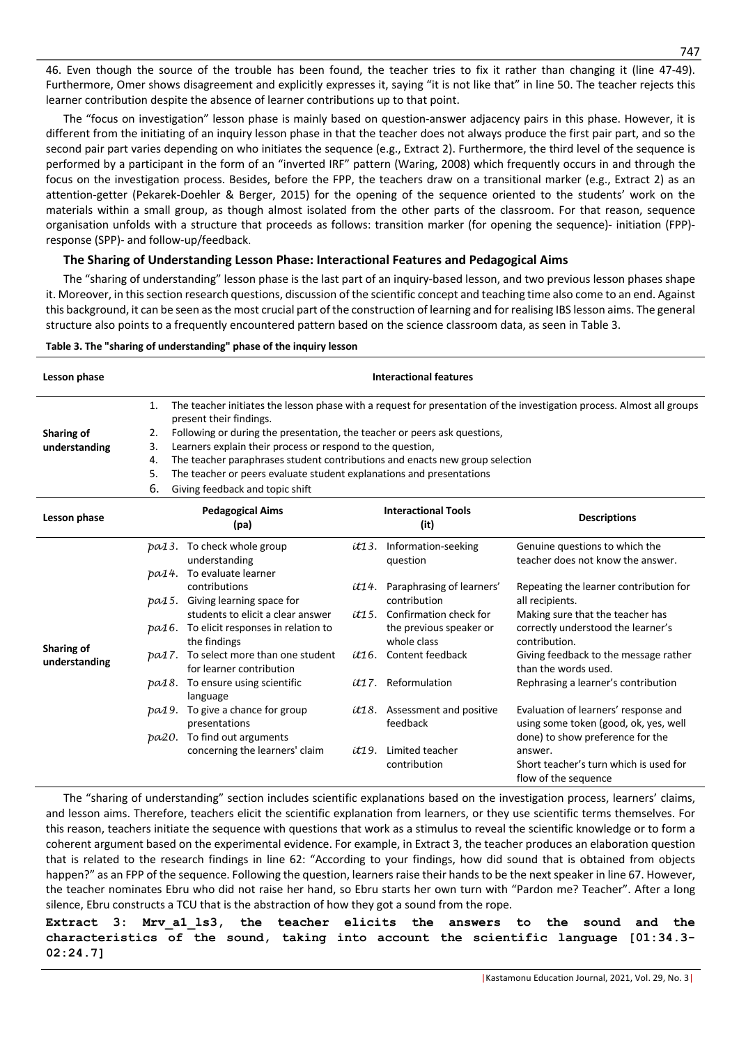46. Even though the source of the trouble has been found, the teacher tries to fix it rather than changing it (line 47-49). Furthermore, Omer shows disagreement and explicitly expresses it, saying "it is not like that" in line 50. The teacher rejects this learner contribution despite the absence of learner contributions up to that point.

The "focus on investigation" lesson phase is mainly based on question-answer adjacency pairs in this phase. However, it is different from the initiating of an inquiry lesson phase in that the teacher does not always produce the first pair part, and so the second pair part varies depending on who initiates the sequence (e.g., Extract 2). Furthermore, the third level of the sequence is performed by a participant in the form of an "inverted IRF" pattern (Waring, 2008) which frequently occurs in and through the focus on the investigation process. Besides, before the FPP, the teachers draw on a transitional marker (e.g., Extract 2) as an attention-getter (Pekarek-Doehler & Berger, 2015) for the opening of the sequence oriented to the students' work on the materials within a small group, as though almost isolated from the other parts of the classroom. For that reason, sequence organisation unfolds with a structure that proceeds as follows: transition marker (for opening the sequence)- initiation (FPP)- response (SPP)- and follow-up/feedback.

### The Sharing of Understanding Lesson Phase: Interactional Features and Pedagogical Aims

The "sharing of understanding" lesson phase is the last part of an inquiry-based lesson, and two previous lesson phases shape it. Moreover, in this section research questions, discussion of the scientific concept and teaching time also come to an end. Against this background, it can be seen as the most crucial part of the construction of learning and for realising IBS lesson aims. The general structure also points to a frequently encountered pattern based on the science classroom data, as seen in Table 3.

**Table 3. The "sharing of understanding" phase of the inquiry lesson**

| Lesson phase | Interactional features |
|---|---|
| Sharing of understanding | 1. The teacher initiates the lesson phase with a request for presentation of the investigation process. Almost all groups present their findings.<br>2. Following or during the presentation, the teacher or peers ask questions,<br>3. Learners explain their process or respond to the question,<br>4. The teacher paraphrases student contributions and enacts new group selection<br>5. The teacher or peers evaluate student explanations and presentations<br>6. Giving feedback and topic shift |

| Lesson phase | Pedagogical Aims (pa) | Interactional Tools (it) | Descriptions |
|---|---|---|---|
| Sharing of understanding | *pa13.* To check whole group understanding<br>*pa14.* To evaluate learner contributions<br>*pa15.* Giving learning space for students to elicit a clear answer<br>*pa16.* To elicit responses in relation to the findings<br>*pa17.* To select more than one student for learner contribution<br>*pa18.* To ensure using scientific language<br>*pa19.* To give a chance for group presentations<br>*pa20.* To find out arguments concerning the learners' claim | *it13.* Information-seeking question<br>*it14.* Paraphrasing of learners' contribution<br>*it15.* Confirmation check for the previous speaker or whole class<br>*it16.* Content feedback<br>*it17.* Reformulation<br>*it18.* Assessment and positive feedback<br>*it19.* Limited teacher contribution | Genuine questions to which the teacher does not know the answer.<br>Repeating the learner contribution for all recipients.<br>Making sure that the teacher has correctly understood the learner's contribution.<br>Giving feedback to the message rather than the words used.<br>Rephrasing a learner's contribution<br>Evaluation of learners' response and using some token (good, ok, yes, well done) to show preference for the answer.<br>Short teacher's turn which is used for flow of the sequence |

The "sharing of understanding" section includes scientific explanations based on the investigation process, learners' claims, and lesson aims. Therefore, teachers elicit the scientific explanation from learners, or they use scientific terms themselves. For this reason, teachers initiate the sequence with questions that work as a stimulus to reveal the scientific knowledge or to form a coherent argument based on the experimental evidence. For example, in Extract 3, the teacher produces an elaboration question that is related to the research findings in line 62: "According to your findings, how did sound that is obtained from objects happen?" as an FPP of the sequence. Following the question, learners raise their hands to be the next speaker in line 67. However, the teacher nominates Ebru who did not raise her hand, so Ebru starts her own turn with "Pardon me? Teacher". After a long silence, Ebru constructs a TCU that is the abstraction of how they got a sound from the rope.

**Extract 3: Mrv_a1_ls3, the teacher elicits the answers to the sound and the characteristics of the sound, taking into account the scientific language [01:34.3-02:24.7]**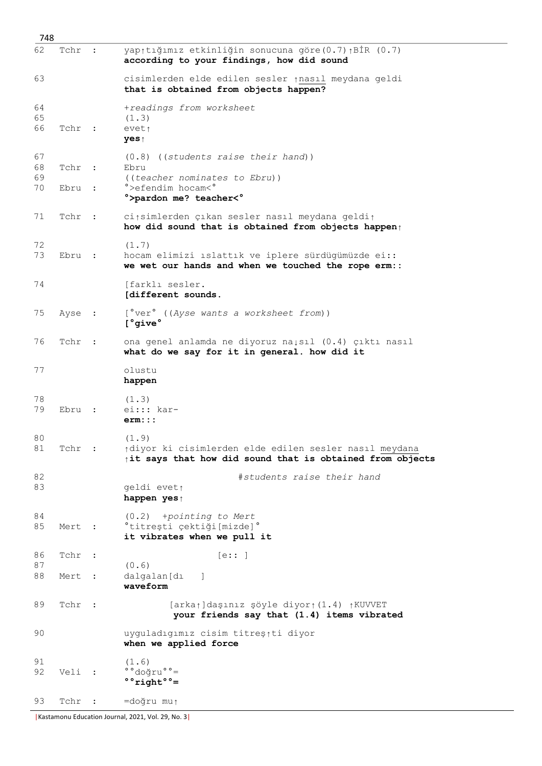```
62   Tchr  :   yap↑tığımız etkinliğin sonucuna göre(0.7)↑BİR (0.7)
               according to your findings, how did sound

63             cisimlerden elde edilen sesler ↑nasıl meydana geldi
               that is obtained from objects happen?

64             +readings from worksheet
65             (1.3)
66   Tchr  :   evet↑
               yes↑

67             (0.8) ((students raise their hand))
68   Tchr  :   Ebru
69             ((teacher nominates to Ebru))
70   Ebru  :   °>efendim hocam<°
               °>pardon me? teacher<°

71   Tchr  :   ci↑simlerden çıkan sesler nasıl meydana geldi↑
               how did sound that is obtained from objects happen↑

72             (1.7)
73   Ebru  :   hocam elimizi ıslattık ve iplere sürdügümüzde ei::
               we wet our hands and when we touched the rope erm::

74             [farklı sesler.
               [different sounds.

75   Ayse  :   [°ver° ((Ayse wants a worksheet from))
               [°give°

76   Tchr  :   ona genel anlamda ne diyoruz na↓sıl (0.4) çıktı nasıl
               what do we say for it in general. how did it

77             olustu
               happen

78             (1.3)
79   Ebru  :   ei::: kar-
               erm:::

80             (1.9)
81   Tchr  :   ↑diyor ki cisimlerden elde edilen sesler nasıl meydana
               ↑it says that how did sound that is obtained from objects

82                                   #students raise their hand
83             geldi evet↑
               happen yes↑

84             (0.2)  +pointing to Mert
85   Mert  :   °titreşti çektiği[mizde]°
               it vibrates when we pull it

86   Tchr  :                    [e:: ]
87             (0.6)
88   Mert  :   dalgalan[dı   ]
               waveform

89   Tchr  :           [arka↑]daşınız şöyle diyor↑(1.4) ↑KUVVET
                        your friends say that (1.4) items vibrated

90             uyguladıgımız cisim titreş↑ti diyor
               when we applied force

91             (1.6)
92   Veli  :   °°doğru°°=
               °°right°°=

93   Tchr  :   =doğru mu↑
```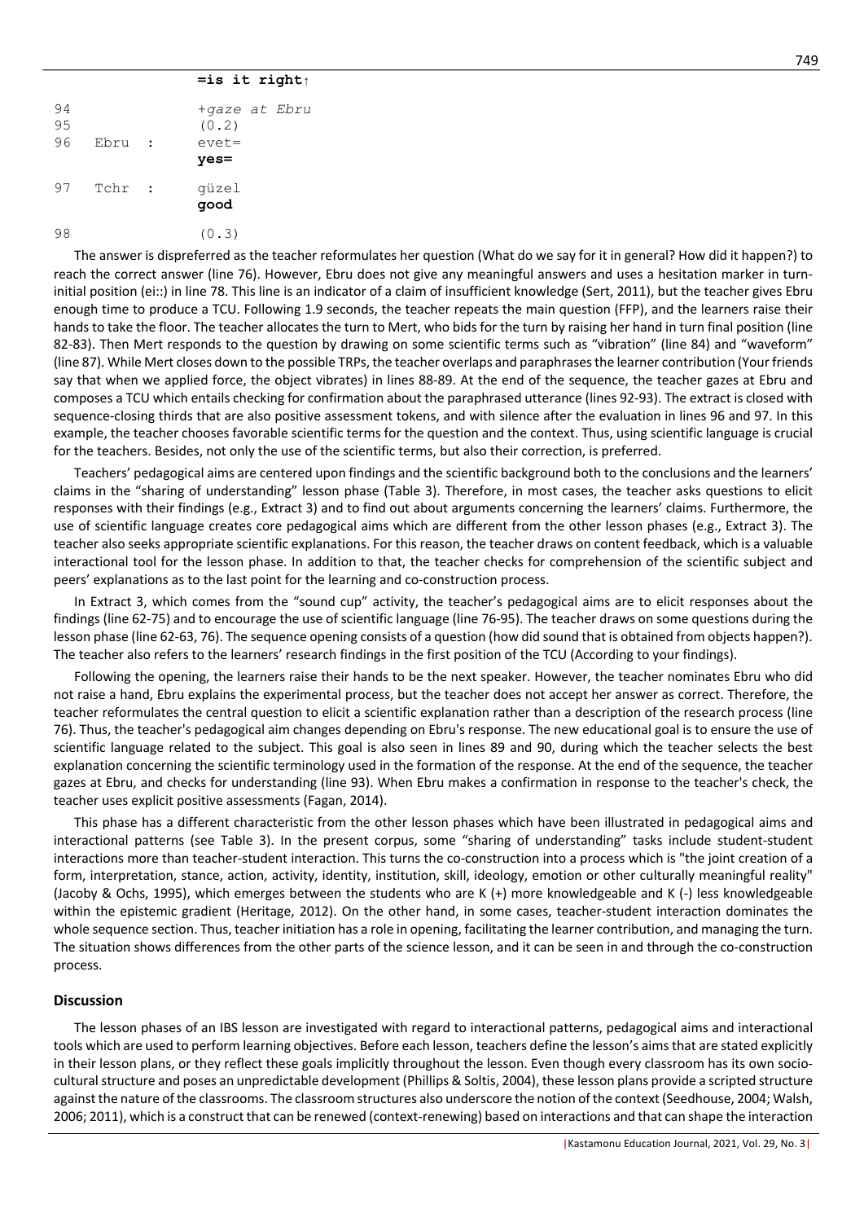```
                  =is it right↑
94                +gaze at Ebru
95                (0.2)
96    Ebru  :     evet=
                  yes=
97    Tchr  :     güzel
                  good
98                (0.3)
```

The answer is dispreferred as the teacher reformulates her question (What do we say for it in general? How did it happen?) to reach the correct answer (line 76). However, Ebru does not give any meaningful answers and uses a hesitation marker in turn-initial position (ei::) in line 78. This line is an indicator of a claim of insufficient knowledge (Sert, 2011), but the teacher gives Ebru enough time to produce a TCU. Following 1.9 seconds, the teacher repeats the main question (FFP), and the learners raise their hands to take the floor. The teacher allocates the turn to Mert, who bids for the turn by raising her hand in turn final position (line 82-83). Then Mert responds to the question by drawing on some scientific terms such as "vibration" (line 84) and "waveform" (line 87). While Mert closes down to the possible TRPs, the teacher overlaps and paraphrases the learner contribution (Your friends say that when we applied force, the object vibrates) in lines 88-89. At the end of the sequence, the teacher gazes at Ebru and composes a TCU which entails checking for confirmation about the paraphrased utterance (lines 92-93). The extract is closed with sequence-closing thirds that are also positive assessment tokens, and with silence after the evaluation in lines 96 and 97. In this example, the teacher chooses favorable scientific terms for the question and the context. Thus, using scientific language is crucial for the teachers. Besides, not only the use of the scientific terms, but also their correction, is preferred.

Teachers' pedagogical aims are centered upon findings and the scientific background both to the conclusions and the learners' claims in the "sharing of understanding" lesson phase (Table 3). Therefore, in most cases, the teacher asks questions to elicit responses with their findings (e.g., Extract 3) and to find out about arguments concerning the learners' claims. Furthermore, the use of scientific language creates core pedagogical aims which are different from the other lesson phases (e.g., Extract 3). The teacher also seeks appropriate scientific explanations. For this reason, the teacher draws on content feedback, which is a valuable interactional tool for the lesson phase. In addition to that, the teacher checks for comprehension of the scientific subject and peers' explanations as to the last point for the learning and co-construction process.

In Extract 3, which comes from the "sound cup" activity, the teacher's pedagogical aims are to elicit responses about the findings (line 62-75) and to encourage the use of scientific language (line 76-95). The teacher draws on some questions during the lesson phase (line 62-63, 76). The sequence opening consists of a question (how did sound that is obtained from objects happen?). The teacher also refers to the learners' research findings in the first position of the TCU (According to your findings).

Following the opening, the learners raise their hands to be the next speaker. However, the teacher nominates Ebru who did not raise a hand, Ebru explains the experimental process, but the teacher does not accept her answer as correct. Therefore, the teacher reformulates the central question to elicit a scientific explanation rather than a description of the research process (line 76). Thus, the teacher's pedagogical aim changes depending on Ebru's response. The new educational goal is to ensure the use of scientific language related to the subject. This goal is also seen in lines 89 and 90, during which the teacher selects the best explanation concerning the scientific terminology used in the formation of the response. At the end of the sequence, the teacher gazes at Ebru, and checks for understanding (line 93). When Ebru makes a confirmation in response to the teacher's check, the teacher uses explicit positive assessments (Fagan, 2014).

This phase has a different characteristic from the other lesson phases which have been illustrated in pedagogical aims and interactional patterns (see Table 3). In the present corpus, some "sharing of understanding" tasks include student-student interactions more than teacher-student interaction. This turns the co-construction into a process which is "the joint creation of a form, interpretation, stance, action, activity, identity, institution, skill, ideology, emotion or other culturally meaningful reality" (Jacoby & Ochs, 1995), which emerges between the students who are K (+) more knowledgeable and K (-) less knowledgeable within the epistemic gradient (Heritage, 2012). On the other hand, in some cases, teacher-student interaction dominates the whole sequence section. Thus, teacher initiation has a role in opening, facilitating the learner contribution, and managing the turn. The situation shows differences from the other parts of the science lesson, and it can be seen in and through the co-construction process.

## Discussion

The lesson phases of an IBS lesson are investigated with regard to interactional patterns, pedagogical aims and interactional tools which are used to perform learning objectives. Before each lesson, teachers define the lesson's aims that are stated explicitly in their lesson plans, or they reflect these goals implicitly throughout the lesson. Even though every classroom has its own socio-cultural structure and poses an unpredictable development (Phillips & Soltis, 2004), these lesson plans provide a scripted structure against the nature of the classrooms. The classroom structures also underscore the notion of the context (Seedhouse, 2004; Walsh, 2006; 2011), which is a construct that can be renewed (context-renewing) based on interactions and that can shape the interaction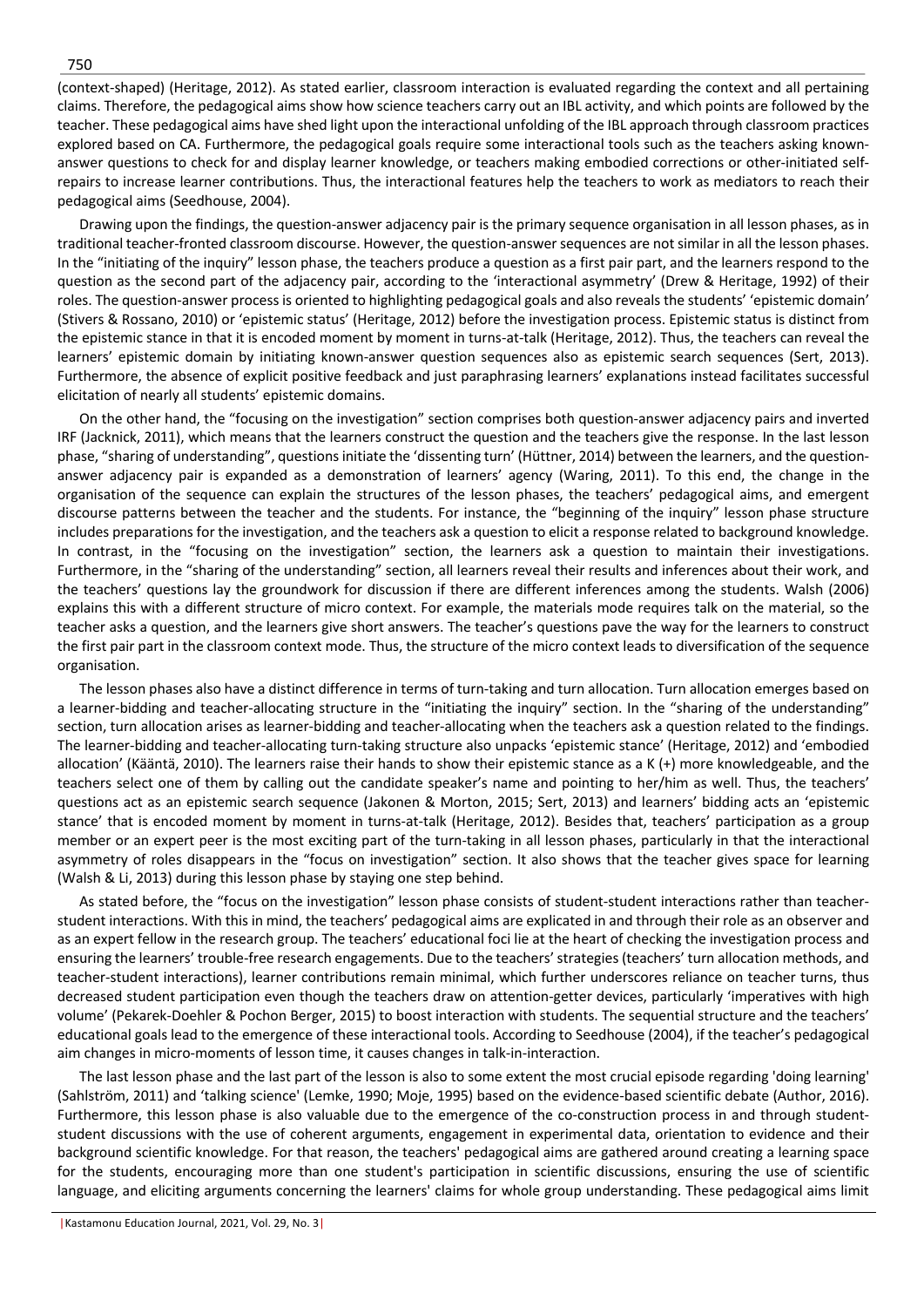(context-shaped) (Heritage, 2012). As stated earlier, classroom interaction is evaluated regarding the context and all pertaining claims. Therefore, the pedagogical aims show how science teachers carry out an IBL activity, and which points are followed by the teacher. These pedagogical aims have shed light upon the interactional unfolding of the IBL approach through classroom practices explored based on CA. Furthermore, the pedagogical goals require some interactional tools such as the teachers asking known-answer questions to check for and display learner knowledge, or teachers making embodied corrections or other-initiated self-repairs to increase learner contributions. Thus, the interactional features help the teachers to work as mediators to reach their pedagogical aims (Seedhouse, 2004).

Drawing upon the findings, the question-answer adjacency pair is the primary sequence organisation in all lesson phases, as in traditional teacher-fronted classroom discourse. However, the question-answer sequences are not similar in all the lesson phases. In the "initiating of the inquiry" lesson phase, the teachers produce a question as a first pair part, and the learners respond to the question as the second part of the adjacency pair, according to the 'interactional asymmetry' (Drew & Heritage, 1992) of their roles. The question-answer process is oriented to highlighting pedagogical goals and also reveals the students' 'epistemic domain' (Stivers & Rossano, 2010) or 'epistemic status' (Heritage, 2012) before the investigation process. Epistemic status is distinct from the epistemic stance in that it is encoded moment by moment in turns-at-talk (Heritage, 2012). Thus, the teachers can reveal the learners' epistemic domain by initiating known-answer question sequences also as epistemic search sequences (Sert, 2013). Furthermore, the absence of explicit positive feedback and just paraphrasing learners' explanations instead facilitates successful elicitation of nearly all students' epistemic domains.

On the other hand, the "focusing on the investigation" section comprises both question-answer adjacency pairs and inverted IRF (Jacknick, 2011), which means that the learners construct the question and the teachers give the response. In the last lesson phase, "sharing of understanding", questions initiate the 'dissenting turn' (Hüttner, 2014) between the learners, and the question-answer adjacency pair is expanded as a demonstration of learners' agency (Waring, 2011). To this end, the change in the organisation of the sequence can explain the structures of the lesson phases, the teachers' pedagogical aims, and emergent discourse patterns between the teacher and the students. For instance, the "beginning of the inquiry" lesson phase structure includes preparations for the investigation, and the teachers ask a question to elicit a response related to background knowledge. In contrast, in the "focusing on the investigation" section, the learners ask a question to maintain their investigations. Furthermore, in the "sharing of the understanding" section, all learners reveal their results and inferences about their work, and the teachers' questions lay the groundwork for discussion if there are different inferences among the students. Walsh (2006) explains this with a different structure of micro context. For example, the materials mode requires talk on the material, so the teacher asks a question, and the learners give short answers. The teacher's questions pave the way for the learners to construct the first pair part in the classroom context mode. Thus, the structure of the micro context leads to diversification of the sequence organisation.

The lesson phases also have a distinct difference in terms of turn-taking and turn allocation. Turn allocation emerges based on a learner-bidding and teacher-allocating structure in the "initiating the inquiry" section. In the "sharing of the understanding" section, turn allocation arises as learner-bidding and teacher-allocating when the teachers ask a question related to the findings. The learner-bidding and teacher-allocating turn-taking structure also unpacks 'epistemic stance' (Heritage, 2012) and 'embodied allocation' (Kääntä, 2010). The learners raise their hands to show their epistemic stance as a K (+) more knowledgeable, and the teachers select one of them by calling out the candidate speaker's name and pointing to her/him as well. Thus, the teachers' questions act as an epistemic search sequence (Jakonen & Morton, 2015; Sert, 2013) and learners' bidding acts an 'epistemic stance' that is encoded moment by moment in turns-at-talk (Heritage, 2012). Besides that, teachers' participation as a group member or an expert peer is the most exciting part of the turn-taking in all lesson phases, particularly in that the interactional asymmetry of roles disappears in the "focus on investigation" section. It also shows that the teacher gives space for learning (Walsh & Li, 2013) during this lesson phase by staying one step behind.

As stated before, the "focus on the investigation" lesson phase consists of student-student interactions rather than teacher-student interactions. With this in mind, the teachers' pedagogical aims are explicated in and through their role as an observer and as an expert fellow in the research group. The teachers' educational foci lie at the heart of checking the investigation process and ensuring the learners' trouble-free research engagements. Due to the teachers' strategies (teachers' turn allocation methods, and teacher-student interactions), learner contributions remain minimal, which further underscores reliance on teacher turns, thus decreased student participation even though the teachers draw on attention-getter devices, particularly 'imperatives with high volume' (Pekarek-Doehler & Pochon Berger, 2015) to boost interaction with students. The sequential structure and the teachers' educational goals lead to the emergence of these interactional tools. According to Seedhouse (2004), if the teacher's pedagogical aim changes in micro-moments of lesson time, it causes changes in talk-in-interaction.

The last lesson phase and the last part of the lesson is also to some extent the most crucial episode regarding 'doing learning' (Sahlström, 2011) and 'talking science' (Lemke, 1990; Moje, 1995) based on the evidence-based scientific debate (Author, 2016). Furthermore, this lesson phase is also valuable due to the emergence of the co-construction process in and through student-student discussions with the use of coherent arguments, engagement in experimental data, orientation to evidence and their background scientific knowledge. For that reason, the teachers' pedagogical aims are gathered around creating a learning space for the students, encouraging more than one student's participation in scientific discussions, ensuring the use of scientific language, and eliciting arguments concerning the learners' claims for whole group understanding. These pedagogical aims limit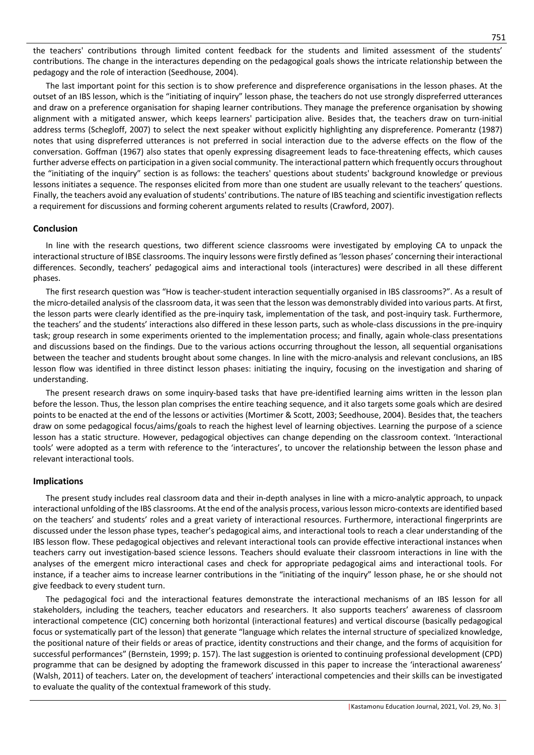the teachers' contributions through limited content feedback for the students and limited assessment of the students' contributions. The change in the interactures depending on the pedagogical goals shows the intricate relationship between the pedagogy and the role of interaction (Seedhouse, 2004).

The last important point for this section is to show preference and dispreference organisations in the lesson phases. At the outset of an IBS lesson, which is the "initiating of inquiry" lesson phase, the teachers do not use strongly dispreferred utterances and draw on a preference organisation for shaping learner contributions. They manage the preference organisation by showing alignment with a mitigated answer, which keeps learners' participation alive. Besides that, the teachers draw on turn-initial address terms (Schegloff, 2007) to select the next speaker without explicitly highlighting any dispreference. Pomerantz (1987) notes that using dispreferred utterances is not preferred in social interaction due to the adverse effects on the flow of the conversation. Goffman (1967) also states that openly expressing disagreement leads to face-threatening effects, which causes further adverse effects on participation in a given social community. The interactional pattern which frequently occurs throughout the "initiating of the inquiry" section is as follows: the teachers' questions about students' background knowledge or previous lessons initiates a sequence. The responses elicited from more than one student are usually relevant to the teachers' questions. Finally, the teachers avoid any evaluation of students' contributions. The nature of IBS teaching and scientific investigation reflects a requirement for discussions and forming coherent arguments related to results (Crawford, 2007).

## Conclusion

In line with the research questions, two different science classrooms were investigated by employing CA to unpack the interactional structure of IBSE classrooms. The inquiry lessons were firstly defined as 'lesson phases' concerning their interactional differences. Secondly, teachers' pedagogical aims and interactional tools (interactures) were described in all these different phases.

The first research question was "How is teacher-student interaction sequentially organised in IBS classrooms?". As a result of the micro-detailed analysis of the classroom data, it was seen that the lesson was demonstrably divided into various parts. At first, the lesson parts were clearly identified as the pre-inquiry task, implementation of the task, and post-inquiry task. Furthermore, the teachers' and the students' interactions also differed in these lesson parts, such as whole-class discussions in the pre-inquiry task; group research in some experiments oriented to the implementation process; and finally, again whole-class presentations and discussions based on the findings. Due to the various actions occurring throughout the lesson, all sequential organisations between the teacher and students brought about some changes. In line with the micro-analysis and relevant conclusions, an IBS lesson flow was identified in three distinct lesson phases: initiating the inquiry, focusing on the investigation and sharing of understanding.

The present research draws on some inquiry-based tasks that have pre-identified learning aims written in the lesson plan before the lesson. Thus, the lesson plan comprises the entire teaching sequence, and it also targets some goals which are desired points to be enacted at the end of the lessons or activities (Mortimer & Scott, 2003; Seedhouse, 2004). Besides that, the teachers draw on some pedagogical focus/aims/goals to reach the highest level of learning objectives. Learning the purpose of a science lesson has a static structure. However, pedagogical objectives can change depending on the classroom context. 'Interactional tools' were adopted as a term with reference to the 'interactures', to uncover the relationship between the lesson phase and relevant interactional tools.

## Implications

The present study includes real classroom data and their in-depth analyses in line with a micro-analytic approach, to unpack interactional unfolding of the IBS classrooms. At the end of the analysis process, various lesson micro-contexts are identified based on the teachers' and students' roles and a great variety of interactional resources. Furthermore, interactional fingerprints are discussed under the lesson phase types, teacher's pedagogical aims, and interactional tools to reach a clear understanding of the IBS lesson flow. These pedagogical objectives and relevant interactional tools can provide effective interactional instances when teachers carry out investigation-based science lessons. Teachers should evaluate their classroom interactions in line with the analyses of the emergent micro interactional cases and check for appropriate pedagogical aims and interactional tools. For instance, if a teacher aims to increase learner contributions in the "initiating of the inquiry" lesson phase, he or she should not give feedback to every student turn.

The pedagogical foci and the interactional features demonstrate the interactional mechanisms of an IBS lesson for all stakeholders, including the teachers, teacher educators and researchers. It also supports teachers' awareness of classroom interactional competence (CIC) concerning both horizontal (interactional features) and vertical discourse (basically pedagogical focus or systematically part of the lesson) that generate "language which relates the internal structure of specialized knowledge, the positional nature of their fields or areas of practice, identity constructions and their change, and the forms of acquisition for successful performances" (Bernstein, 1999; p. 157). The last suggestion is oriented to continuing professional development (CPD) programme that can be designed by adopting the framework discussed in this paper to increase the 'interactional awareness' (Walsh, 2011) of teachers. Later on, the development of teachers' interactional competencies and their skills can be investigated to evaluate the quality of the contextual framework of this study.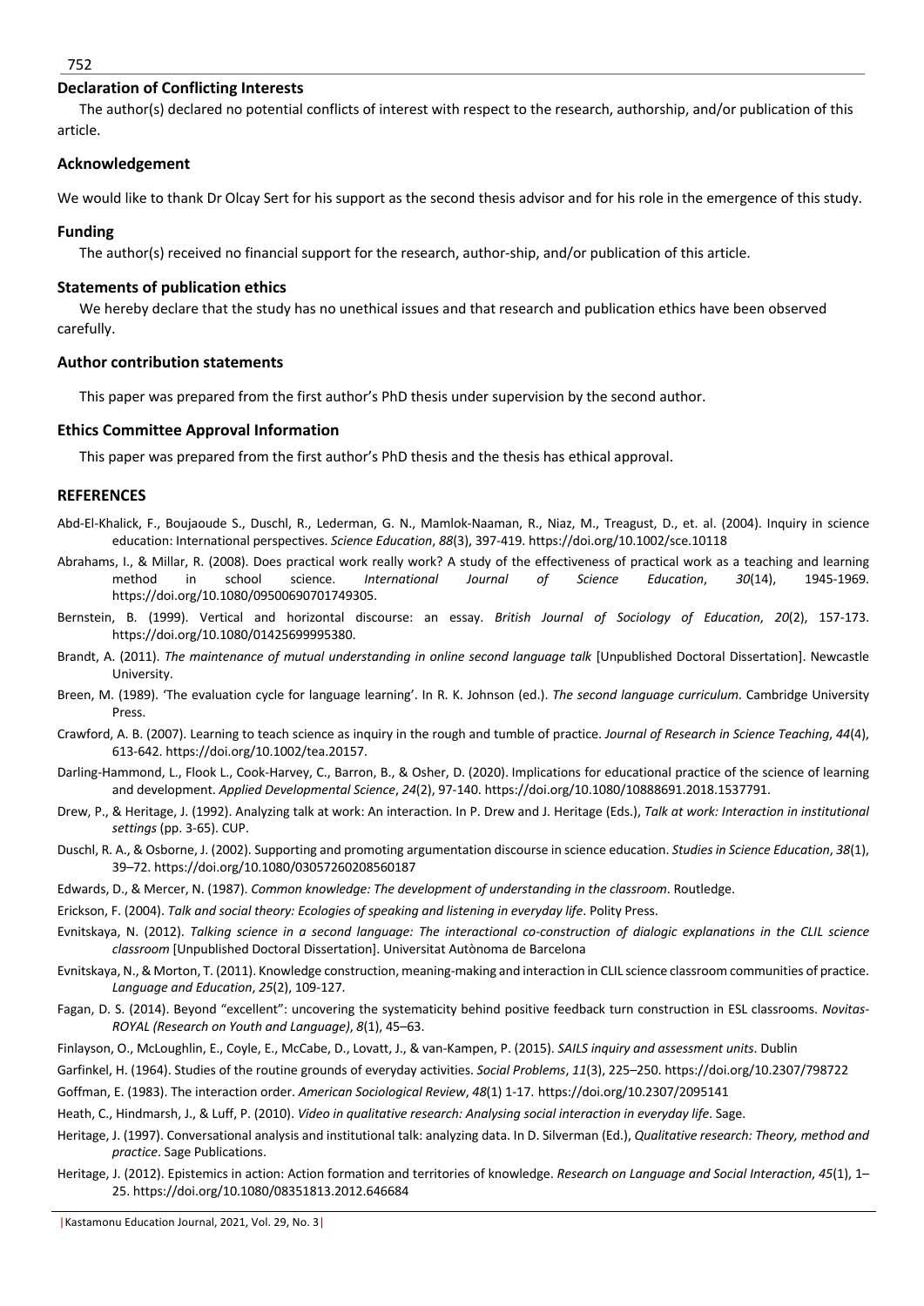## Declaration of Conflicting Interests

The author(s) declared no potential conflicts of interest with respect to the research, authorship, and/or publication of this article.

## Acknowledgement

We would like to thank Dr Olcay Sert for his support as the second thesis advisor and for his role in the emergence of this study.

## Funding

The author(s) received no financial support for the research, author-ship, and/or publication of this article.

## Statements of publication ethics

We hereby declare that the study has no unethical issues and that research and publication ethics have been observed carefully.

## Author contribution statements

This paper was prepared from the first author's PhD thesis under supervision by the second author.

## Ethics Committee Approval Information

This paper was prepared from the first author's PhD thesis and the thesis has ethical approval.

## REFERENCES

Abd-El-Khalick, F., Boujaoude S., Duschl, R., Lederman, G. N., Mamlok-Naaman, R., Niaz, M., Treagust, D., et. al. (2004). Inquiry in science education: International perspectives. *Science Education*, *88*(3), 397-419. https://doi.org/10.1002/sce.10118

Abrahams, I., & Millar, R. (2008). Does practical work really work? A study of the effectiveness of practical work as a teaching and learning method in school science. *International Journal of Science Education*, *30*(14), 1945-1969. https://doi.org/10.1080/09500690701749305.

Bernstein, B. (1999). Vertical and horizontal discourse: an essay. *British Journal of Sociology of Education*, *20*(2), 157-173. https://doi.org/10.1080/01425699995380.

Brandt, A. (2011). *The maintenance of mutual understanding in online second language talk* [Unpublished Doctoral Dissertation]. Newcastle University.

Breen, M. (1989). 'The evaluation cycle for language learning'. In R. K. Johnson (ed.). *The second language curriculum*. Cambridge University Press.

Crawford, A. B. (2007). Learning to teach science as inquiry in the rough and tumble of practice. *Journal of Research in Science Teaching*, *44*(4), 613-642. https://doi.org/10.1002/tea.20157.

Darling-Hammond, L., Flook L., Cook-Harvey, C., Barron, B., & Osher, D. (2020). Implications for educational practice of the science of learning and development. *Applied Developmental Science*, *24*(2), 97-140. https://doi.org/10.1080/10888691.2018.1537791.

Drew, P., & Heritage, J. (1992). Analyzing talk at work: An interaction. In P. Drew and J. Heritage (Eds.), *Talk at work: Interaction in institutional settings* (pp. 3-65). CUP.

Duschl, R. A., & Osborne, J. (2002). Supporting and promoting argumentation discourse in science education. *Studies in Science Education*, *38*(1), 39–72. https://doi.org/10.1080/03057260208560187

Edwards, D., & Mercer, N. (1987). *Common knowledge: The development of understanding in the classroom*. Routledge.

Erickson, F. (2004). *Talk and social theory: Ecologies of speaking and listening in everyday life*. Polity Press.

Evnitskaya, N. (2012). *Talking science in a second language: The interactional co-construction of dialogic explanations in the CLIL science classroom* [Unpublished Doctoral Dissertation]. Universitat Autònoma de Barcelona

Evnitskaya, N., & Morton, T. (2011). Knowledge construction, meaning-making and interaction in CLIL science classroom communities of practice. *Language and Education*, *25*(2), 109-127.

Fagan, D. S. (2014). Beyond "excellent": uncovering the systematicity behind positive feedback turn construction in ESL classrooms. *Novitas-ROYAL (Research on Youth and Language)*, *8*(1), 45–63.

Finlayson, O., McLoughlin, E., Coyle, E., McCabe, D., Lovatt, J., & van-Kampen, P. (2015). *SAILS inquiry and assessment units*. Dublin

Garfinkel, H. (1964). Studies of the routine grounds of everyday activities. *Social Problems*, *11*(3), 225–250. https://doi.org/10.2307/798722

Goffman, E. (1983). The interaction order. *American Sociological Review*, *48*(1) 1-17. https://doi.org/10.2307/2095141

Heath, C., Hindmarsh, J., & Luff, P. (2010). *Video in qualitative research: Analysing social interaction in everyday life*. Sage.

Heritage, J. (1997). Conversational analysis and institutional talk: analyzing data. In D. Silverman (Ed.), *Qualitative research: Theory, method and practice*. Sage Publications.

Heritage, J. (2012). Epistemics in action: Action formation and territories of knowledge. *Research on Language and Social Interaction*, *45*(1), 1–25. https://doi.org/10.1080/08351813.2012.646684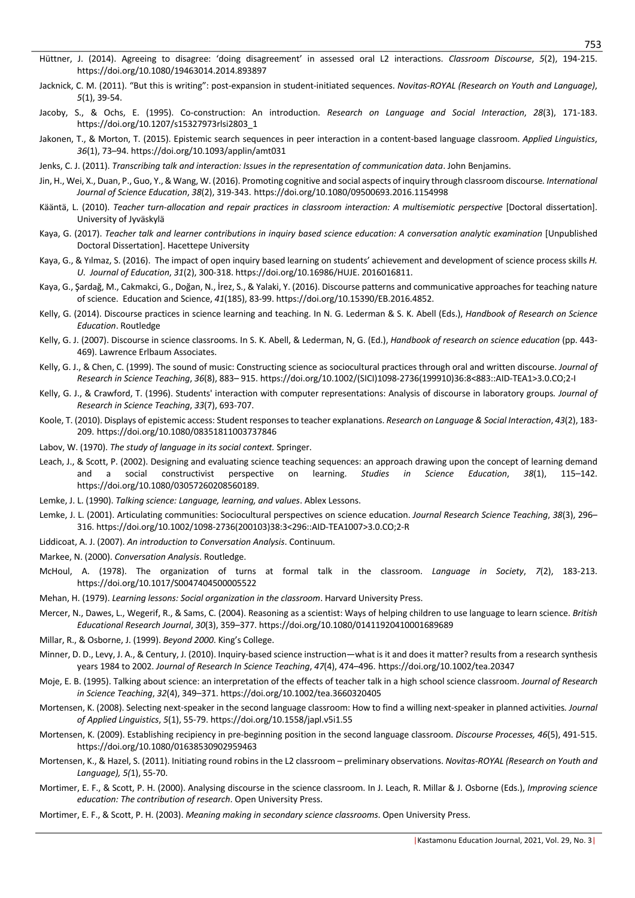Hüttner, J. (2014). Agreeing to disagree: 'doing disagreement' in assessed oral L2 interactions. *Classroom Discourse*, *5*(2), 194-215. https://doi.org/10.1080/19463014.2014.893897

Jacknick, C. M. (2011). "But this is writing": post-expansion in student-initiated sequences. *Novitas-ROYAL (Research on Youth and Language)*, *5*(1), 39-54.

Jacoby, S., & Ochs, E. (1995). Co-construction: An introduction. *Research on Language and Social Interaction*, *28*(3), 171-183. https://doi.org/10.1207/s15327973rlsi2803_1

Jakonen, T., & Morton, T. (2015). Epistemic search sequences in peer interaction in a content-based language classroom. *Applied Linguistics*, *36*(1), 73–94. https://doi.org/10.1093/applin/amt031

Jenks, C. J. (2011). *Transcribing talk and interaction: Issues in the representation of communication data*. John Benjamins.

Jin, H., Wei, X., Duan, P., Guo, Y., & Wang, W. (2016). Promoting cognitive and social aspects of inquiry through classroom discourse. *International Journal of Science Education*, *38*(2), 319-343. https://doi.org/10.1080/09500693.2016.1154998

Kääntä, L. (2010). *Teacher turn-allocation and repair practices in classroom interaction: A multisemiotic perspective* [Doctoral dissertation]. University of Jyväskylä

Kaya, G. (2017). *Teacher talk and learner contributions in inquiry based science education: A conversation analytic examination* [Unpublished Doctoral Dissertation]. Hacettepe University

Kaya, G., & Yılmaz, S. (2016). The impact of open inquiry based learning on students' achievement and development of science process skills *H. U. Journal of Education*, *31*(2), 300-318. https://doi.org/10.16986/HUJE. 2016016811.

Kaya, G., Şardağ, M., Cakmakci, G., Doğan, N., İrez, S., & Yalaki, Y. (2016). Discourse patterns and communicative approaches for teaching nature of science. Education and Science, *41*(185), 83-99. https://doi.org/10.15390/EB.2016.4852.

Kelly, G. (2014). Discourse practices in science learning and teaching. In N. G. Lederman & S. K. Abell (Eds.), *Handbook of Research on Science Education*. Routledge

Kelly, G. J. (2007). Discourse in science classrooms. In S. K. Abell, & Lederman, N, G. (Ed.), *Handbook of research on science education* (pp. 443-469). Lawrence Erlbaum Associates.

Kelly, G. J., & Chen, C. (1999). The sound of music: Constructing science as sociocultural practices through oral and written discourse. *Journal of Research in Science Teaching*, *36*(8), 883– 915. https://doi.org/10.1002/(SICI)1098-2736(199910)36:8<883::AID-TEA1>3.0.CO;2-I

Kelly, G. J., & Crawford, T. (1996). Students' interaction with computer representations: Analysis of discourse in laboratory groups*. Journal of Research in Science Teaching*, *33*(7), 693-707.

Koole, T. (2010). Displays of epistemic access: Student responses to teacher explanations. *Research on Language & Social Interaction*, *43*(2), 183-209. https://doi.org/10.1080/08351811003737846

Labov, W. (1970). *The study of language in its social context.* Springer.

Leach, J., & Scott, P. (2002). Designing and evaluating science teaching sequences: an approach drawing upon the concept of learning demand and a social constructivist perspective on learning. *Studies in Science Education*, *38*(1), 115–142. https://doi.org/10.1080/03057260208560189.

Lemke, J. L. (1990). *Talking science: Language, learning, and values*. Ablex Lessons.

Lemke, J. L. (2001). Articulating communities: Sociocultural perspectives on science education. *Journal Research Science Teaching*, *38*(3), 296–316. https://doi.org/10.1002/1098-2736(200103)38:3<296::AID-TEA1007>3.0.CO;2-R

Liddicoat, A. J. (2007). *An introduction to Conversation Analysis*. Continuum.

Markee, N. (2000). *Conversation Analysis*. Routledge.

McHoul, A. (1978). The organization of turns at formal talk in the classroom. *Language in Society*, *7*(2), 183-213. https://doi.org/10.1017/S0047404500005522

Mehan, H. (1979). *Learning lessons: Social organization in the classroom*. Harvard University Press.

Mercer, N., Dawes, L., Wegerif, R., & Sams, C. (2004). Reasoning as a scientist: Ways of helping children to use language to learn science. *British Educational Research Journal*, *30*(3), 359–377. https://doi.org/10.1080/01411920410001689689

Millar, R., & Osborne, J. (1999). *Beyond 2000*. King's College.

Minner, D. D., Levy, J. A., & Century, J. (2010). Inquiry-based science instruction—what is it and does it matter? results from a research synthesis years 1984 to 2002. *Journal of Research In Science Teaching*, *47*(4), 474–496. https://doi.org/10.1002/tea.20347

Moje, E. B. (1995). Talking about science: an interpretation of the effects of teacher talk in a high school science classroom. *Journal of Research in Science Teaching*, *32*(4), 349–371. https://doi.org/10.1002/tea.3660320405

Mortensen, K. (2008). Selecting next-speaker in the second language classroom: How to find a willing next-speaker in planned activities*. Journal of Applied Linguistics*, *5*(1), 55-79. https://doi.org/10.1558/japl.v5i1.55

Mortensen, K. (2009). Establishing recipiency in pre-beginning position in the second language classroom. *Discourse Processes, 46*(5), 491-515. https://doi.org/10.1080/01638530902959463

Mortensen, K., & Hazel, S. (2011). Initiating round robins in the L2 classroom – preliminary observations. *Novitas-ROYAL (Research on Youth and Language), 5(*1), 55-70.

Mortimer, E. F., & Scott, P. H. (2000). Analysing discourse in the science classroom. In J. Leach, R. Millar & J. Osborne (Eds.), *Improving science education: The contribution of research*. Open University Press.

Mortimer, E. F., & Scott, P. H. (2003). *Meaning making in secondary science classrooms*. Open University Press.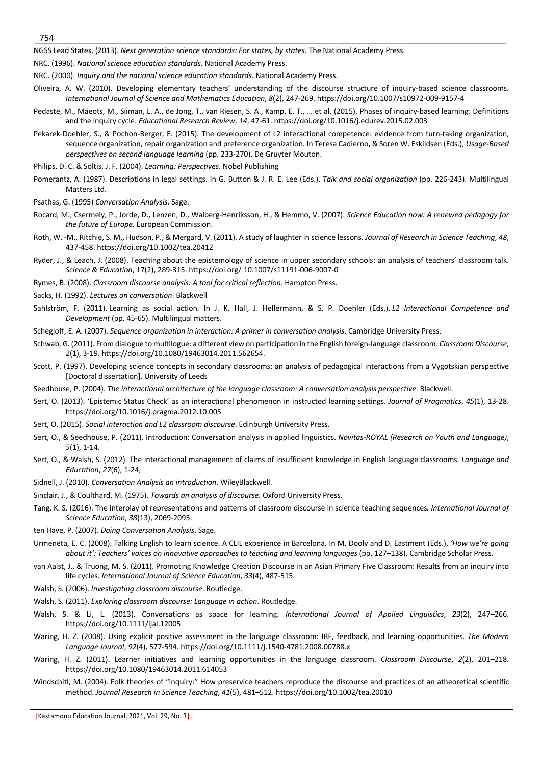NGSS Lead States. (2013). *Next generation science standards: For states, by states.* The National Academy Press.

NRC. (1996). *National science education standards.* National Academy Press.

NRC. (2000). *Inquiry and the national science education standards*. National Academy Press.

Oliveira, A. W. (2010). Developing elementary teachers' understanding of the discourse structure of inquiry-based science classrooms. *International Journal of Science and Mathematics Education*, *8*(2), 247-269. https://doi.org/10.1007/s10972-009-9157-4

Pedaste, M., Mäeots, M., Siiman, L. A., de Jong, T., van Riesen, S. A., Kamp, E. T., … et al. (2015). Phases of inquiry-based learning: Definitions and the inquiry cycle. *Educational Research Review*, *14*, 47-61. https://doi.org/10.1016/j.edurev.2015.02.003

Pekarek-Doehler, S., & Pochon-Berger, E. (2015). The development of L2 interactional competence: evidence from turn-taking organization, sequence organization, repair organization and preference organization. In Teresa Cadierno, & Soren W. Eskildsen (Eds.), *Usage-Based perspectives on second language learning* (pp. 233-270). De Gruyter Mouton.

Philips, D. C. & Soltis, J. F. (2004). *Learning: Perspectives*. Nobel Publishing

Pomerantz, A. (1987). Descriptions in legal settings. In G. Button & J. R. E. Lee (Eds.), *Talk and social organization* (pp. 226-243). Multilingual Matters Ltd.

Psathas, G. (1995) *Conversation Analysis*. Sage.

Rocard, M., Csermely, P., Jorde, D., Lenzen, D., Walberg-Henriksson, H., & Hemmo, V. (2007). *Science Education now: A renewed pedagogy for the future of Europe*. European Commission.

Roth, W. -M., Ritchie, S. M., Hudson, P., & Mergard, V. (2011). A study of laughter in science lessons. *Journal of Research in Science Teaching*, *48*, 437-458. https://doi.org/10.1002/tea.20412

Ryder, J., & Leach, J. (2008). Teaching about the epistemology of science in upper secondary schools: an analysis of teachers' classroom talk. *Science & Education*, 17(2), 289-315. https://doi.org/ 10.1007/s11191-006-9007-0

Rymes, B. (2008). *Classroom discourse analysis: A tool for critical reflection*. Hampton Press.

Sacks, H. (1992). *Lectures on conversation*. Blackwell

Sahlström, F. (2011). Learning as social action. In J. K. Hall, J. Hellermann, & S. P. Doehler (Eds.), *L2 Interactional Competence and Development* (pp. 45-65). Multilingual matters.

Schegloff, E. A. (2007). *Sequence organization in interaction: A primer in conversation analysis*. Cambridge University Press.

Schwab, G. (2011). From dialogue to multilogue: a different view on participation in the English foreign-language classroom. *Classroom Discourse*, *2*(1), 3-19. https://doi.org/10.1080/19463014.2011.562654.

Scott, P. (1997). Developing science concepts in secondary classrooms: an analysis of pedagogical interactions from a Vygotskian perspective [Doctoral dissertation]. University of Leeds

Seedhouse, P. (2004). *The interactional architecture of the language classroom: A conversation analysis perspective*. Blackwell.

Sert, O. (2013). 'Epistemic Status Check' as an interactional phenomenon in instructed learning settings. *Journal of Pragmatics*, *45*(1), 13-28. https://doi.org/10.1016/j.pragma.2012.10.005

Sert, O. (2015). *Social interaction and L2 classroom discourse*. Edinburgh University Press.

Sert, O., & Seedhouse, P. (2011). Introduction: Conversation analysis in applied linguistics. *Novitas-ROYAL (Research on Youth and Language)*, *5*(1), 1-14.

Sert, O., & Walsh, S. (2012). The interactional management of claims of insufficient knowledge in English language classrooms. *Language and Education*, *27*(6), 1-24,

Sidnell, J. (2010). *Conversation Analysis an introduction*. WileyBlackwell.

Sinclair, J., & Coulthard, M. (1975). *Towards an analysis of discourse.* Oxford University Press.

Tang, K. S. (2016). The interplay of representations and patterns of classroom discourse in science teaching sequences*. International Journal of Science Education*, *38*(13), 2069-2095.

ten Have, P. (2007). *Doing Conversation Analysis*. Sage.

Urmeneta, E. C. (2008). Talking English to learn science. A CLIL experience in Barcelona. In M. Dooly and D. Eastment (Eds.), *'How we're going about it': Teachers' voices on innovative approaches to teaching and learning languages* (pp. 127–138). Cambridge Scholar Press.

van Aalst, J., & Truong, M. S. (2011). Promoting Knowledge Creation Discourse in an Asian Primary Five Classroom: Results from an inquiry into life cycles. *International Journal of Science Education*, *33*(4), 487-515.

Walsh, S. (2006). *Investigating classroom discourse*. Routledge.

Walsh, S. (2011). *Exploring classroom discourse: Language in action*. Routledge.

Walsh, S. & Li, L. (2013). Conversations as space for learning. *International Journal of Applied Linguistics*, *23*(2), 247–266. https://doi.org/10.1111/ijal.12005

Waring, H. Z. (2008). Using explicit positive assessment in the language classroom: IRF, feedback, and learning opportunities. *The Modern Language Journal*, *92*(4), 577-594. https://doi.org/10.1111/j.1540-4781.2008.00788.x

Waring, H. Z. (2011). Learner initiatives and learning opportunities in the language classroom. *Classroom Discourse*, *2*(2), 201–218. https://doi.org/10.1080/19463014.2011.614053

Windschitl, M. (2004). Folk theories of "inquiry:" How preservice teachers reproduce the discourse and practices of an atheoretical scientific method. *Journal Research in Science Teaching*, *41*(5), 481–512. https://doi.org/10.1002/tea.20010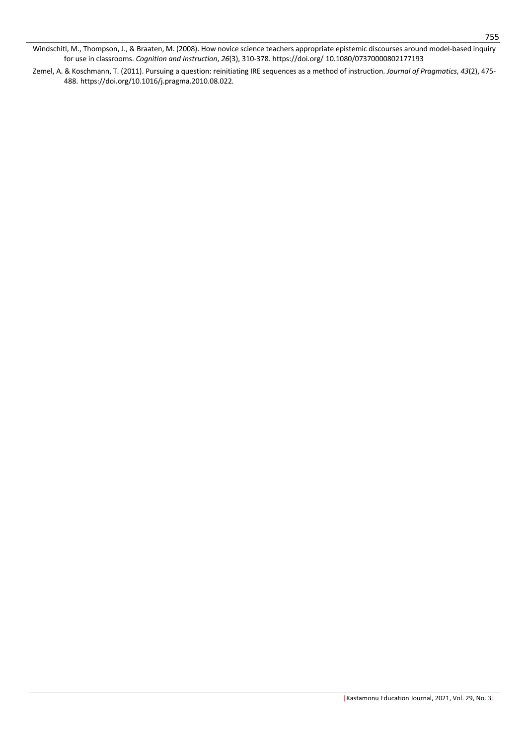Windschitl, M., Thompson, J., & Braaten, M. (2008). How novice science teachers appropriate epistemic discourses around model-based inquiry for use in classrooms. *Cognition and Instruction*, *26*(3), 310-378. https://doi.org/ 10.1080/07370000802177193

Zemel, A. & Koschmann, T. (2011). Pursuing a question: reinitiating IRE sequences as a method of instruction. *Journal of Pragmatics*, *43*(2), 475-488. https://doi.org/10.1016/j.pragma.2010.08.022.